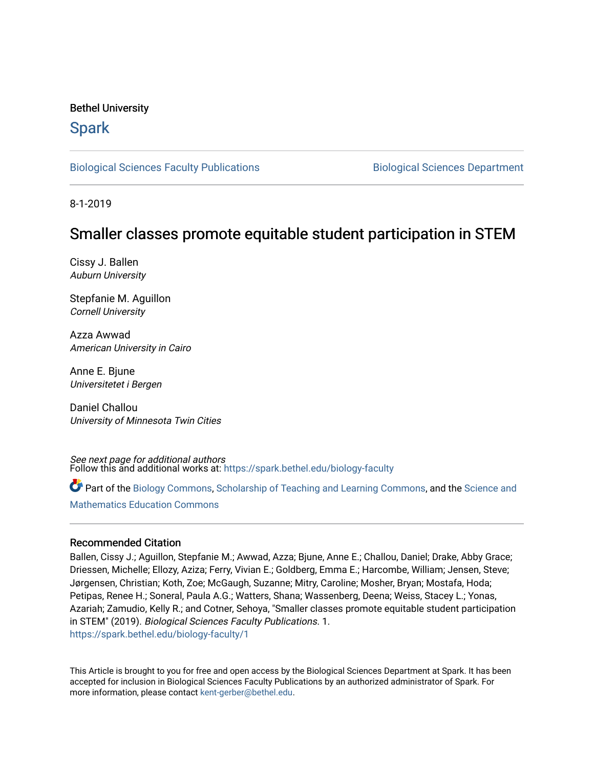Bethel University

# Spark

Biological Sciences Faculty Publications | Biological Sciences Department

8-1-2019

## Smaller classes promote equitable student participation in STEM

Cissy J. Ballen
*Auburn University*

Stepfanie M. Aguillon
*Cornell University*

Azza Awwad
*American University in Cairo*

Anne E. Bjune
*Universitetet i Bergen*

Daniel Challou
*University of Minnesota Twin Cities*

*See next page for additional authors*

Follow this and additional works at: https://spark.bethel.edu/biology-faculty

Part of the Biology Commons, Scholarship of Teaching and Learning Commons, and the Science and Mathematics Education Commons

### Recommended Citation

Ballen, Cissy J.; Aguillon, Stepfanie M.; Awwad, Azza; Bjune, Anne E.; Challou, Daniel; Drake, Abby Grace; Driessen, Michelle; Ellozy, Aziza; Ferry, Vivian E.; Goldberg, Emma E.; Harcombe, William; Jensen, Steve; Jørgensen, Christian; Koth, Zoe; McGaugh, Suzanne; Mitry, Caroline; Mosher, Bryan; Mostafa, Hoda; Petipas, Renee H.; Soneral, Paula A.G.; Watters, Shana; Wassenberg, Deena; Weiss, Stacey L.; Yonas, Azariah; Zamudio, Kelly R.; and Cotner, Sehoya, "Smaller classes promote equitable student participation in STEM" (2019). *Biological Sciences Faculty Publications*. 1.
https://spark.bethel.edu/biology-faculty/1

This Article is brought to you for free and open access by the Biological Sciences Department at Spark. It has been accepted for inclusion in Biological Sciences Faculty Publications by an authorized administrator of Spark. For more information, please contact kent-gerber@bethel.edu.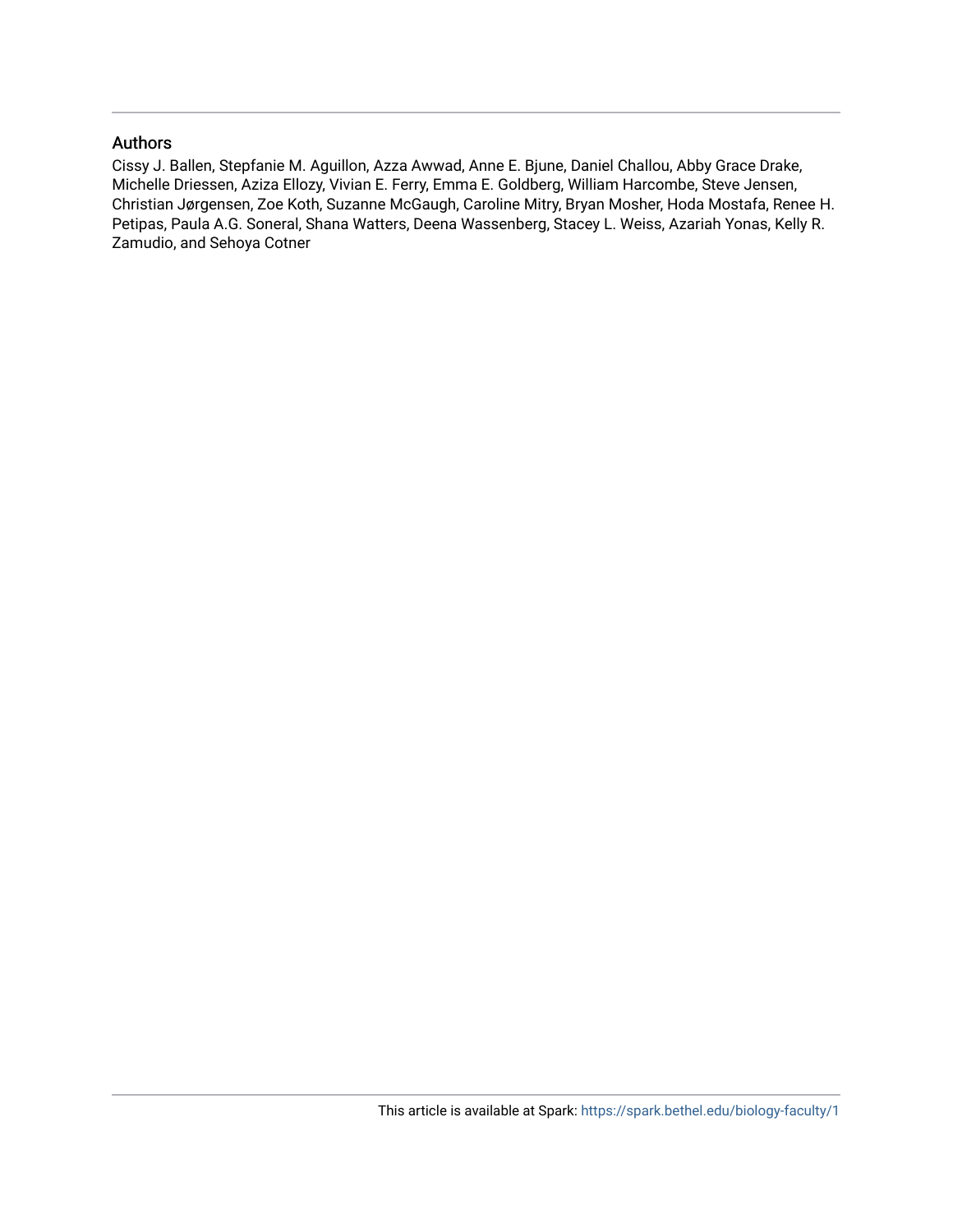## Authors

Cissy J. Ballen, Stepfanie M. Aguillon, Azza Awwad, Anne E. Bjune, Daniel Challou, Abby Grace Drake, Michelle Driessen, Aziza Ellozy, Vivian E. Ferry, Emma E. Goldberg, William Harcombe, Steve Jensen, Christian Jørgensen, Zoe Koth, Suzanne McGaugh, Caroline Mitry, Bryan Mosher, Hoda Mostafa, Renee H. Petipas, Paula A.G. Soneral, Shana Watters, Deena Wassenberg, Stacey L. Weiss, Azariah Yonas, Kelly R. Zamudio, and Sehoya Cotner

This article is available at Spark: https://spark.bethel.edu/biology-faculty/1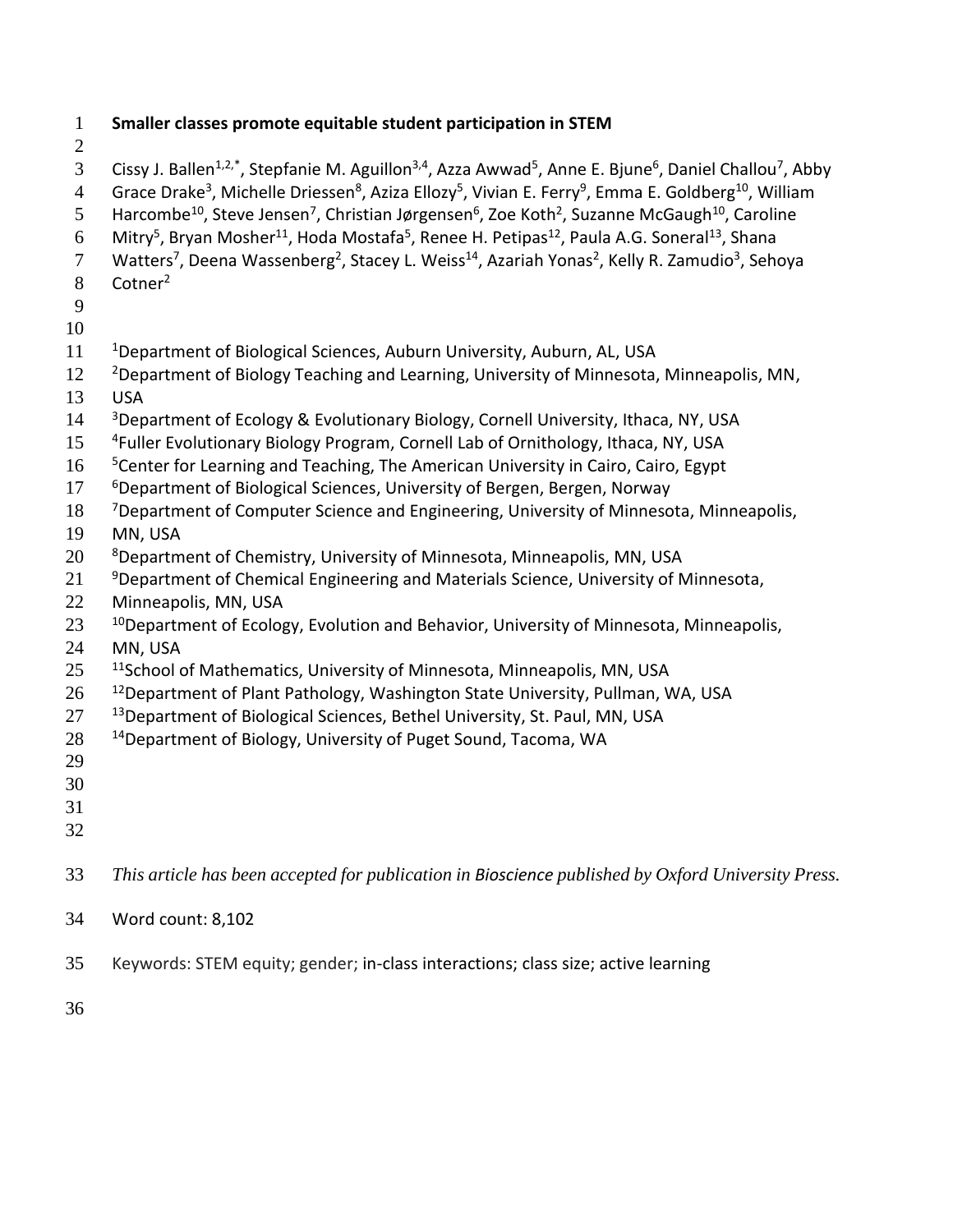**Smaller classes promote equitable student participation in STEM**

Cissy J. Ballen[1,2,*], Stepfanie M. Aguillon[3,4], Azza Awwad[5], Anne E. Bjune[6], Daniel Challou[7], Abby Grace Drake[3], Michelle Driessen[8], Aziza Ellozy[5], Vivian E. Ferry[9], Emma E. Goldberg[10], William Harcombe[10], Steve Jensen[7], Christian Jørgensen[6], Zoe Koth[2], Suzanne McGaugh[10], Caroline Mitry[5], Bryan Mosher[11], Hoda Mostafa[5], Renee H. Petipas[12], Paula A.G. Soneral[13], Shana Watters[7], Deena Wassenberg[2], Stacey L. Weiss[14], Azariah Yonas[2], Kelly R. Zamudio[3], Sehoya Cotner[2]

[1]Department of Biological Sciences, Auburn University, Auburn, AL, USA
[2]Department of Biology Teaching and Learning, University of Minnesota, Minneapolis, MN, USA
[3]Department of Ecology & Evolutionary Biology, Cornell University, Ithaca, NY, USA
[4]Fuller Evolutionary Biology Program, Cornell Lab of Ornithology, Ithaca, NY, USA
[5]Center for Learning and Teaching, The American University in Cairo, Cairo, Egypt
[6]Department of Biological Sciences, University of Bergen, Bergen, Norway
[7]Department of Computer Science and Engineering, University of Minnesota, Minneapolis, MN, USA
[8]Department of Chemistry, University of Minnesota, Minneapolis, MN, USA
[9]Department of Chemical Engineering and Materials Science, University of Minnesota, Minneapolis, MN, USA
[10]Department of Ecology, Evolution and Behavior, University of Minnesota, Minneapolis, MN, USA
[11]School of Mathematics, University of Minnesota, Minneapolis, MN, USA
[12]Department of Plant Pathology, Washington State University, Pullman, WA, USA
[13]Department of Biological Sciences, Bethel University, St. Paul, MN, USA
[14]Department of Biology, University of Puget Sound, Tacoma, WA

*This article has been accepted for publication in Bioscience published by Oxford University Press.*

Word count: 8,102

Keywords: STEM equity; gender; in-class interactions; class size; active learning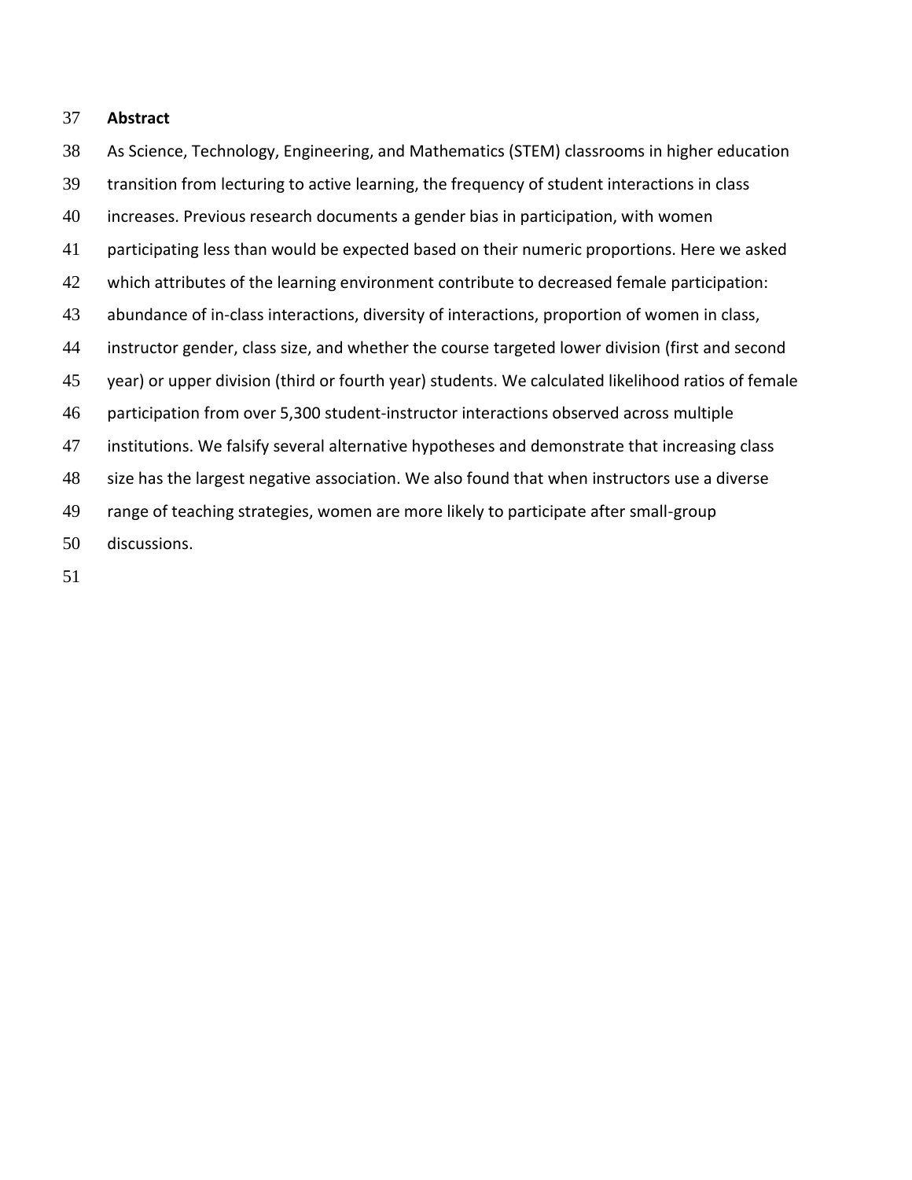## Abstract

As Science, Technology, Engineering, and Mathematics (STEM) classrooms in higher education transition from lecturing to active learning, the frequency of student interactions in class increases. Previous research documents a gender bias in participation, with women participating less than would be expected based on their numeric proportions. Here we asked which attributes of the learning environment contribute to decreased female participation: abundance of in-class interactions, diversity of interactions, proportion of women in class, instructor gender, class size, and whether the course targeted lower division (first and second year) or upper division (third or fourth year) students. We calculated likelihood ratios of female participation from over 5,300 student-instructor interactions observed across multiple institutions. We falsify several alternative hypotheses and demonstrate that increasing class size has the largest negative association. We also found that when instructors use a diverse range of teaching strategies, women are more likely to participate after small-group discussions.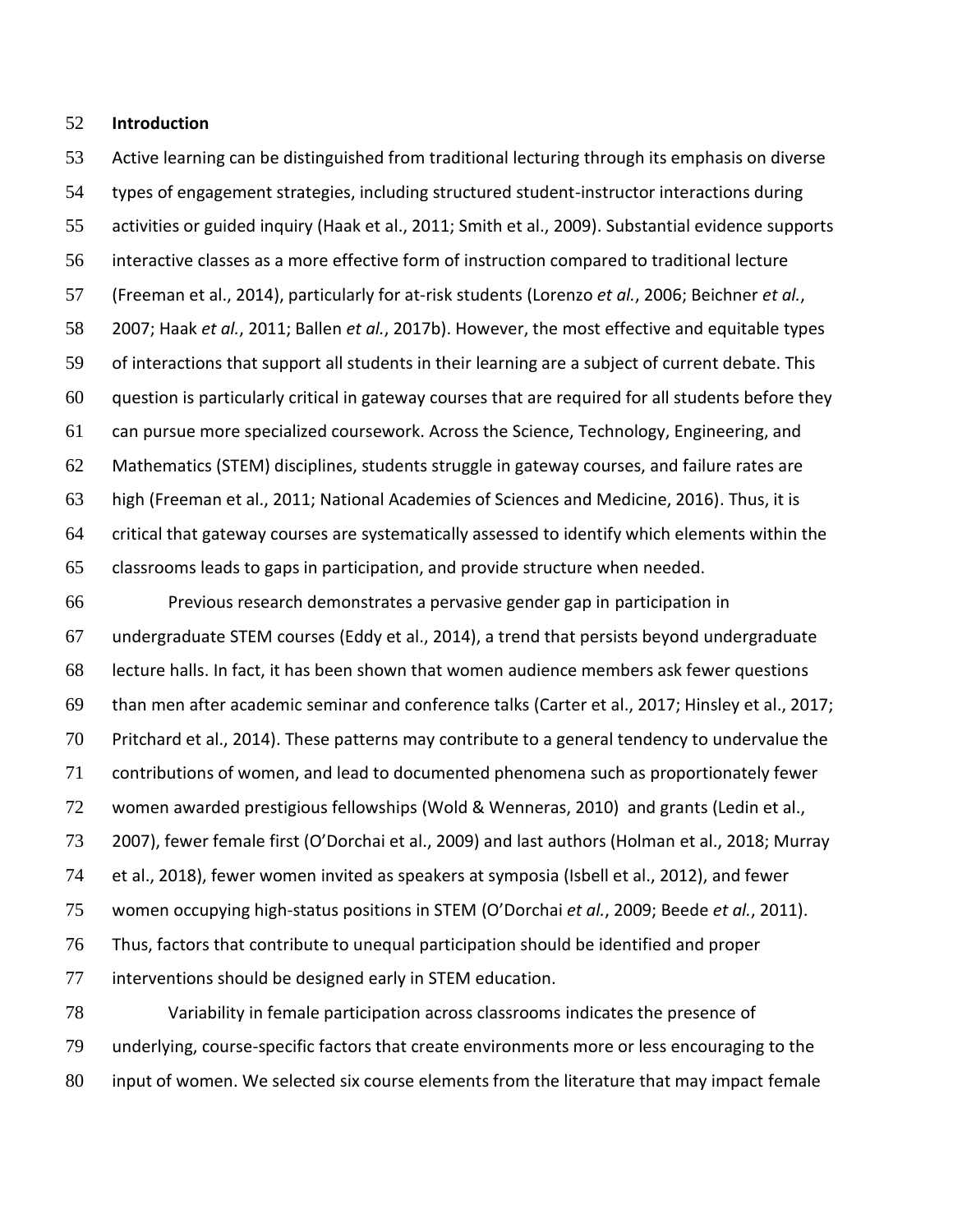## Introduction

Active learning can be distinguished from traditional lecturing through its emphasis on diverse types of engagement strategies, including structured student-instructor interactions during activities or guided inquiry (Haak et al., 2011; Smith et al., 2009). Substantial evidence supports interactive classes as a more effective form of instruction compared to traditional lecture (Freeman et al., 2014), particularly for at-risk students (Lorenzo *et al.*, 2006; Beichner *et al.*, 2007; Haak *et al.*, 2011; Ballen *et al.*, 2017b). However, the most effective and equitable types of interactions that support all students in their learning are a subject of current debate. This question is particularly critical in gateway courses that are required for all students before they can pursue more specialized coursework. Across the Science, Technology, Engineering, and Mathematics (STEM) disciplines, students struggle in gateway courses, and failure rates are high (Freeman et al., 2011; National Academies of Sciences and Medicine, 2016). Thus, it is critical that gateway courses are systematically assessed to identify which elements within the classrooms leads to gaps in participation, and provide structure when needed.

Previous research demonstrates a pervasive gender gap in participation in undergraduate STEM courses (Eddy et al., 2014), a trend that persists beyond undergraduate lecture halls. In fact, it has been shown that women audience members ask fewer questions than men after academic seminar and conference talks (Carter et al., 2017; Hinsley et al., 2017; Pritchard et al., 2014). These patterns may contribute to a general tendency to undervalue the contributions of women, and lead to documented phenomena such as proportionately fewer women awarded prestigious fellowships (Wold & Wenneras, 2010) and grants (Ledin et al., 2007), fewer female first (O'Dorchai et al., 2009) and last authors (Holman et al., 2018; Murray et al., 2018), fewer women invited as speakers at symposia (Isbell et al., 2012), and fewer women occupying high-status positions in STEM (O'Dorchai *et al.*, 2009; Beede *et al.*, 2011). Thus, factors that contribute to unequal participation should be identified and proper interventions should be designed early in STEM education.

Variability in female participation across classrooms indicates the presence of underlying, course-specific factors that create environments more or less encouraging to the input of women. We selected six course elements from the literature that may impact female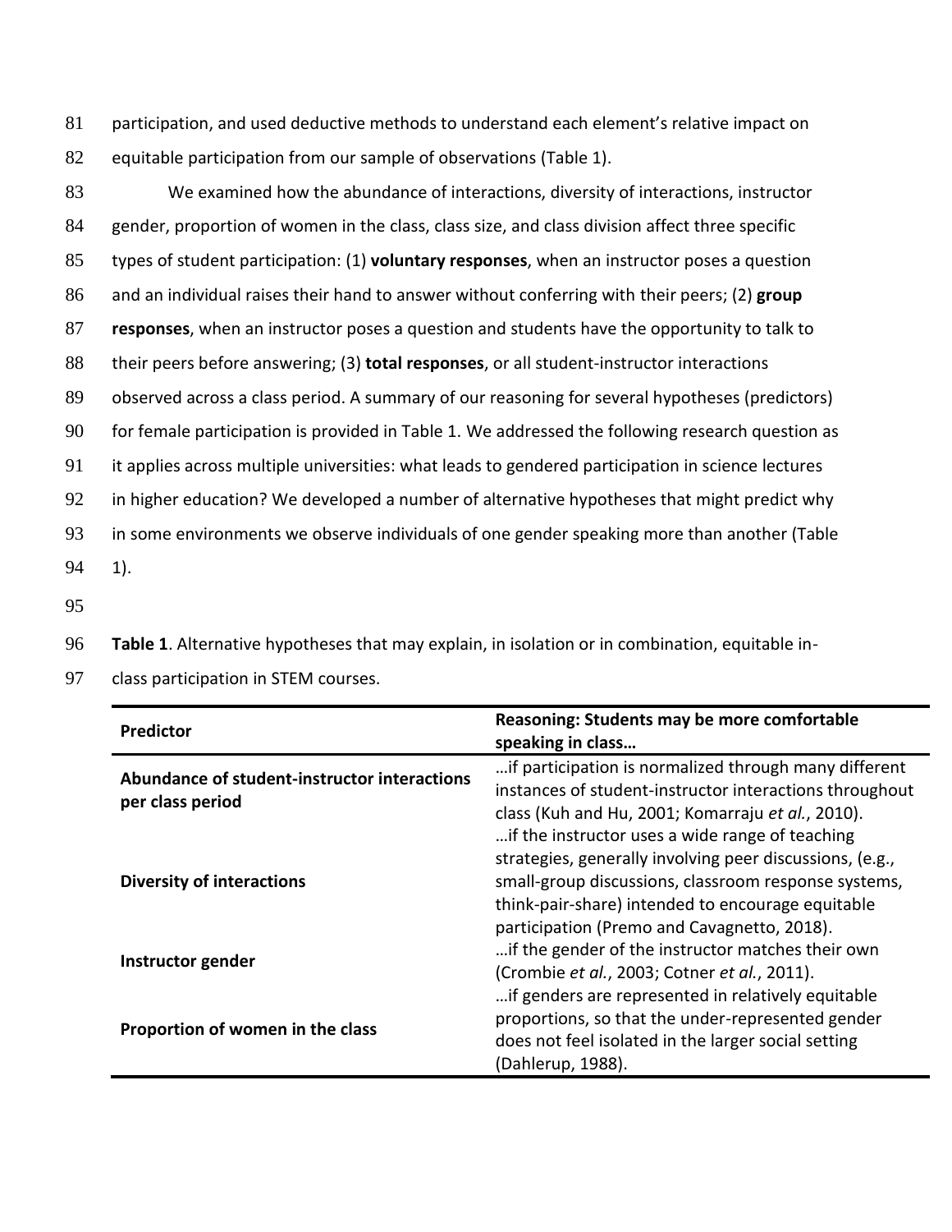participation, and used deductive methods to understand each element's relative impact on equitable participation from our sample of observations (Table 1).

We examined how the abundance of interactions, diversity of interactions, instructor gender, proportion of women in the class, class size, and class division affect three specific types of student participation: (1) **voluntary responses**, when an instructor poses a question and an individual raises their hand to answer without conferring with their peers; (2) **group responses**, when an instructor poses a question and students have the opportunity to talk to their peers before answering; (3) **total responses**, or all student-instructor interactions observed across a class period. A summary of our reasoning for several hypotheses (predictors) for female participation is provided in Table 1. We addressed the following research question as it applies across multiple universities: what leads to gendered participation in science lectures in higher education? We developed a number of alternative hypotheses that might predict why in some environments we observe individuals of one gender speaking more than another (Table 1).

**Table 1**. Alternative hypotheses that may explain, in isolation or in combination, equitable in-class participation in STEM courses.

| Predictor | Reasoning: Students may be more comfortable speaking in class… |
|---|---|
| **Abundance of student-instructor interactions per class period** | …if participation is normalized through many different instances of student-instructor interactions throughout class (Kuh and Hu, 2001; Komarraju *et al.*, 2010). |
| **Diversity of interactions** | …if the instructor uses a wide range of teaching strategies, generally involving peer discussions, (e.g., small-group discussions, classroom response systems, think-pair-share) intended to encourage equitable participation (Premo and Cavagnetto, 2018). |
| **Instructor gender** | …if the gender of the instructor matches their own (Crombie *et al.*, 2003; Cotner *et al.*, 2011). |
| **Proportion of women in the class** | …if genders are represented in relatively equitable proportions, so that the under-represented gender does not feel isolated in the larger social setting (Dahlerup, 1988). |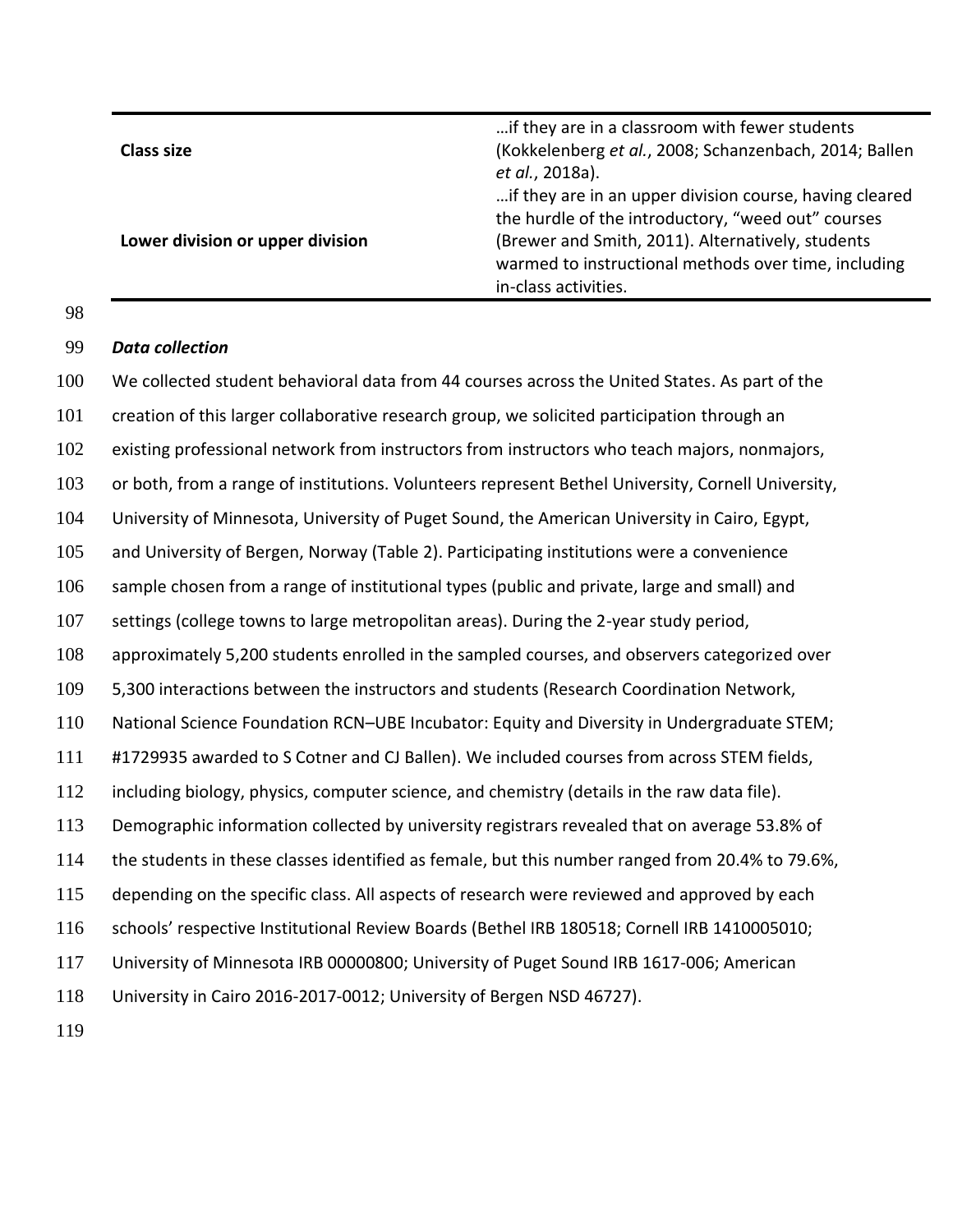| | |
|---|---|
| **Class size** | …if they are in a classroom with fewer students (Kokkelenberg *et al.*, 2008; Schanzenbach, 2014; Ballen *et al.*, 2018a). |
| **Lower division or upper division** | …if they are in an upper division course, having cleared the hurdle of the introductory, "weed out" courses (Brewer and Smith, 2011). Alternatively, students warmed to instructional methods over time, including in-class activities. |

***Data collection***

We collected student behavioral data from 44 courses across the United States. As part of the creation of this larger collaborative research group, we solicited participation through an existing professional network from instructors from instructors who teach majors, nonmajors, or both, from a range of institutions. Volunteers represent Bethel University, Cornell University, University of Minnesota, University of Puget Sound, the American University in Cairo, Egypt, and University of Bergen, Norway (Table 2). Participating institutions were a convenience sample chosen from a range of institutional types (public and private, large and small) and settings (college towns to large metropolitan areas). During the 2-year study period, approximately 5,200 students enrolled in the sampled courses, and observers categorized over 5,300 interactions between the instructors and students (Research Coordination Network, National Science Foundation RCN–UBE Incubator: Equity and Diversity in Undergraduate STEM; #1729935 awarded to S Cotner and CJ Ballen). We included courses from across STEM fields, including biology, physics, computer science, and chemistry (details in the raw data file). Demographic information collected by university registrars revealed that on average 53.8% of the students in these classes identified as female, but this number ranged from 20.4% to 79.6%, depending on the specific class. All aspects of research were reviewed and approved by each schools' respective Institutional Review Boards (Bethel IRB 180518; Cornell IRB 1410005010; University of Minnesota IRB 00000800; University of Puget Sound IRB 1617-006; American University in Cairo 2016-2017-0012; University of Bergen NSD 46727).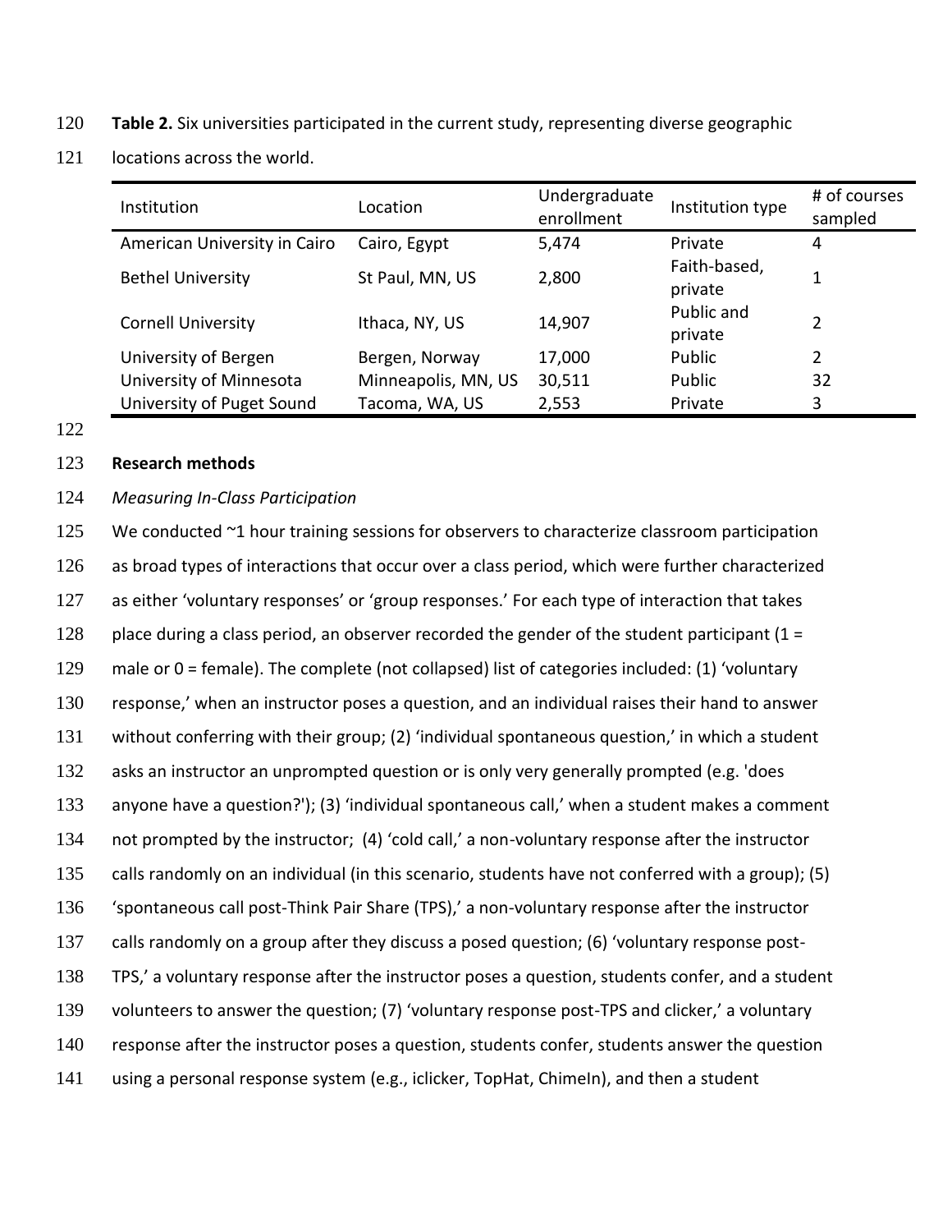**Table 2.** Six universities participated in the current study, representing diverse geographic locations across the world.

| Institution | Location | Undergraduate enrollment | Institution type | # of courses sampled |
|---|---|---|---|---|
| American University in Cairo | Cairo, Egypt | 5,474 | Private | 4 |
| Bethel University | St Paul, MN, US | 2,800 | Faith-based, private | 1 |
| Cornell University | Ithaca, NY, US | 14,907 | Public and private | 2 |
| University of Bergen | Bergen, Norway | 17,000 | Public | 2 |
| University of Minnesota | Minneapolis, MN, US | 30,511 | Public | 32 |
| University of Puget Sound | Tacoma, WA, US | 2,553 | Private | 3 |

**Research methods**

*Measuring In-Class Participation*

We conducted ~1 hour training sessions for observers to characterize classroom participation as broad types of interactions that occur over a class period, which were further characterized as either 'voluntary responses' or 'group responses.' For each type of interaction that takes place during a class period, an observer recorded the gender of the student participant (1 = male or 0 = female). The complete (not collapsed) list of categories included: (1) 'voluntary response,' when an instructor poses a question, and an individual raises their hand to answer without conferring with their group; (2) 'individual spontaneous question,' in which a student asks an instructor an unprompted question or is only very generally prompted (e.g. 'does anyone have a question?'); (3) 'individual spontaneous call,' when a student makes a comment not prompted by the instructor; (4) 'cold call,' a non-voluntary response after the instructor calls randomly on an individual (in this scenario, students have not conferred with a group); (5) 'spontaneous call post-Think Pair Share (TPS),' a non-voluntary response after the instructor calls randomly on a group after they discuss a posed question; (6) 'voluntary response post-TPS,' a voluntary response after the instructor poses a question, students confer, and a student volunteers to answer the question; (7) 'voluntary response post-TPS and clicker,' a voluntary response after the instructor poses a question, students confer, students answer the question using a personal response system (e.g., iclicker, TopHat, ChimeIn), and then a student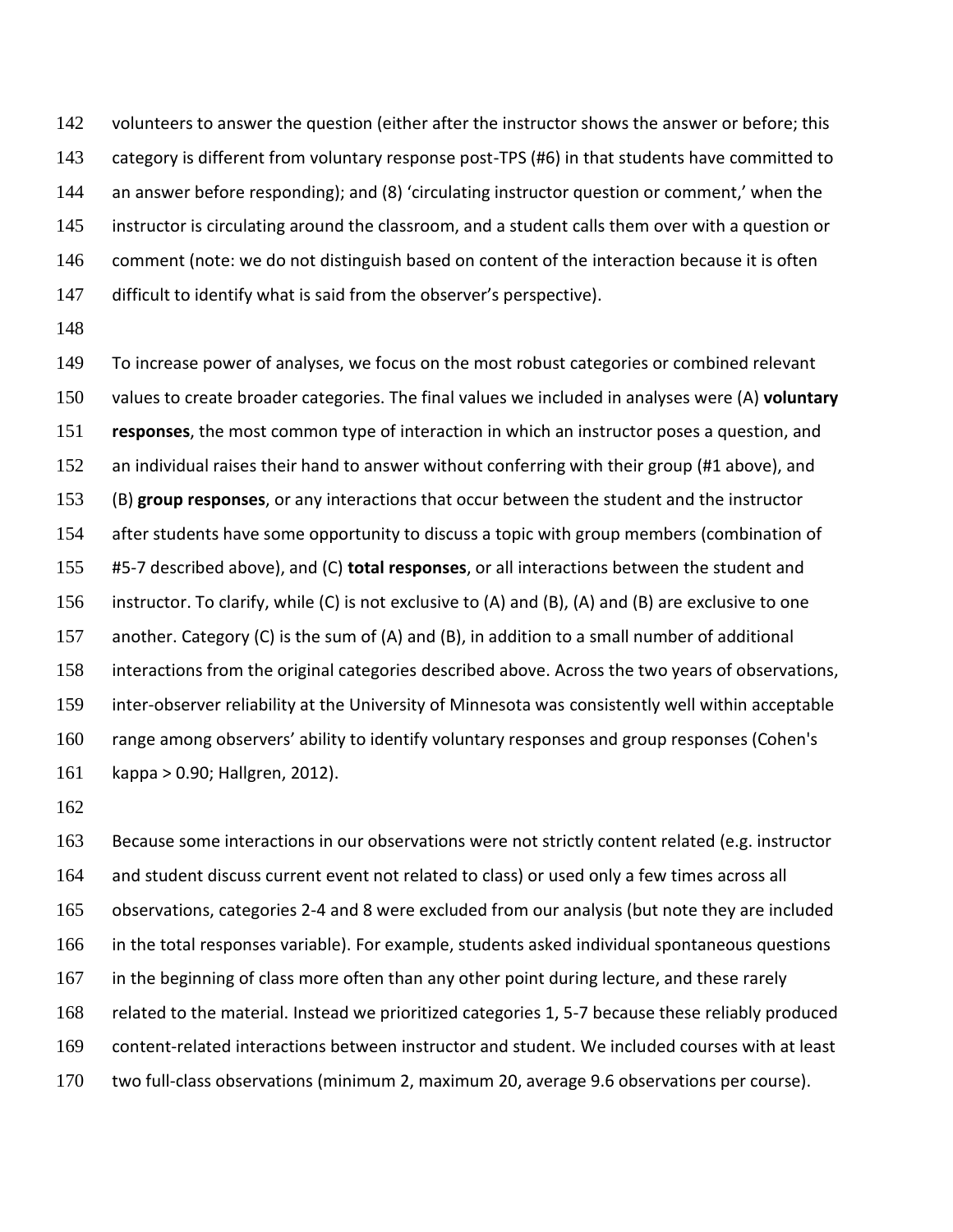volunteers to answer the question (either after the instructor shows the answer or before; this category is different from voluntary response post-TPS (#6) in that students have committed to an answer before responding); and (8) 'circulating instructor question or comment,' when the instructor is circulating around the classroom, and a student calls them over with a question or comment (note: we do not distinguish based on content of the interaction because it is often difficult to identify what is said from the observer's perspective).

To increase power of analyses, we focus on the most robust categories or combined relevant values to create broader categories. The final values we included in analyses were (A) **voluntary responses**, the most common type of interaction in which an instructor poses a question, and an individual raises their hand to answer without conferring with their group (#1 above), and (B) **group responses**, or any interactions that occur between the student and the instructor after students have some opportunity to discuss a topic with group members (combination of #5-7 described above), and (C) **total responses**, or all interactions between the student and instructor. To clarify, while (C) is not exclusive to (A) and (B), (A) and (B) are exclusive to one another. Category (C) is the sum of (A) and (B), in addition to a small number of additional interactions from the original categories described above. Across the two years of observations, inter-observer reliability at the University of Minnesota was consistently well within acceptable range among observers' ability to identify voluntary responses and group responses (Cohen's kappa > 0.90; Hallgren, 2012).

Because some interactions in our observations were not strictly content related (e.g. instructor and student discuss current event not related to class) or used only a few times across all observations, categories 2-4 and 8 were excluded from our analysis (but note they are included in the total responses variable). For example, students asked individual spontaneous questions in the beginning of class more often than any other point during lecture, and these rarely related to the material. Instead we prioritized categories 1, 5-7 because these reliably produced content-related interactions between instructor and student. We included courses with at least two full-class observations (minimum 2, maximum 20, average 9.6 observations per course).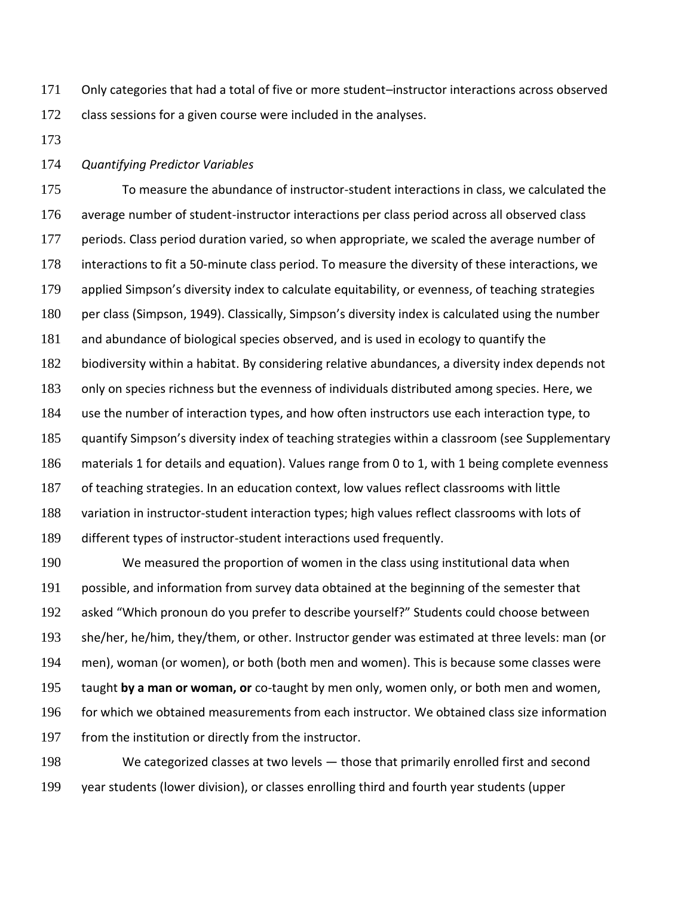Only categories that had a total of five or more student–instructor interactions across observed class sessions for a given course were included in the analyses.

*Quantifying Predictor Variables*

To measure the abundance of instructor-student interactions in class, we calculated the average number of student-instructor interactions per class period across all observed class periods. Class period duration varied, so when appropriate, we scaled the average number of interactions to fit a 50-minute class period. To measure the diversity of these interactions, we applied Simpson's diversity index to calculate equitability, or evenness, of teaching strategies per class (Simpson, 1949). Classically, Simpson's diversity index is calculated using the number and abundance of biological species observed, and is used in ecology to quantify the biodiversity within a habitat. By considering relative abundances, a diversity index depends not only on species richness but the evenness of individuals distributed among species. Here, we use the number of interaction types, and how often instructors use each interaction type, to quantify Simpson's diversity index of teaching strategies within a classroom (see Supplementary materials 1 for details and equation). Values range from 0 to 1, with 1 being complete evenness of teaching strategies. In an education context, low values reflect classrooms with little variation in instructor-student interaction types; high values reflect classrooms with lots of different types of instructor-student interactions used frequently.

We measured the proportion of women in the class using institutional data when possible, and information from survey data obtained at the beginning of the semester that asked "Which pronoun do you prefer to describe yourself?" Students could choose between she/her, he/him, they/them, or other. Instructor gender was estimated at three levels: man (or men), woman (or women), or both (both men and women). This is because some classes were taught **by a man or woman, or** co-taught by men only, women only, or both men and women, for which we obtained measurements from each instructor. We obtained class size information from the institution or directly from the instructor.

We categorized classes at two levels — those that primarily enrolled first and second year students (lower division), or classes enrolling third and fourth year students (upper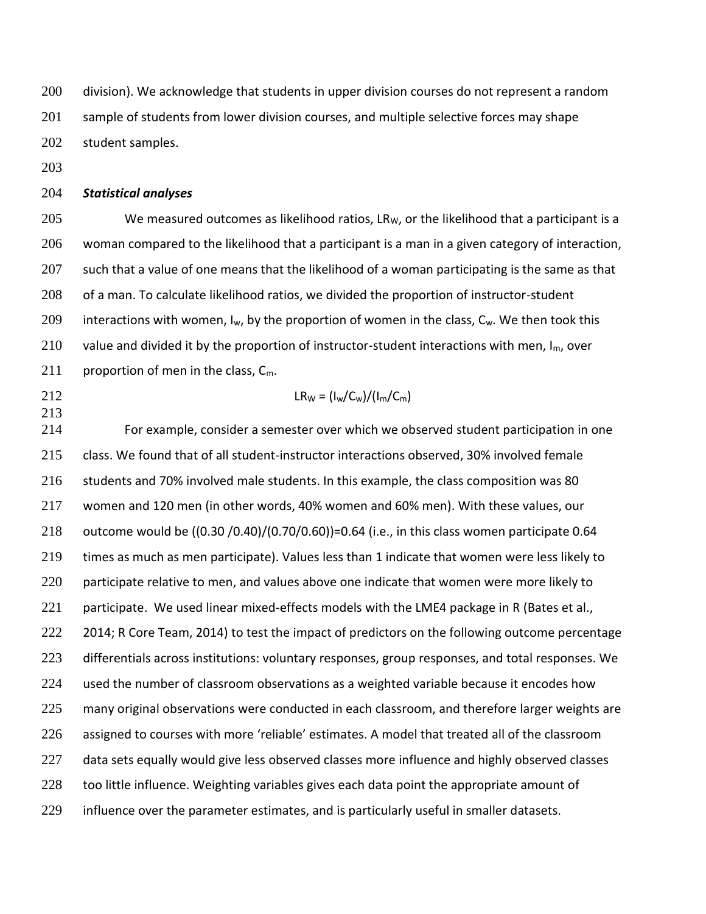division). We acknowledge that students in upper division courses do not represent a random sample of students from lower division courses, and multiple selective forces may shape student samples.

### ***Statistical analyses***

We measured outcomes as likelihood ratios, $LR_W$, or the likelihood that a participant is a woman compared to the likelihood that a participant is a man in a given category of interaction, such that a value of one means that the likelihood of a woman participating is the same as that of a man. To calculate likelihood ratios, we divided the proportion of instructor-student interactions with women, $I_w$, by the proportion of women in the class, $C_w$. We then took this value and divided it by the proportion of instructor-student interactions with men, $I_m$, over proportion of men in the class, $C_m$.

$$LR_W = (I_w/C_w)/(I_m/C_m)$$

For example, consider a semester over which we observed student participation in one class. We found that of all student-instructor interactions observed, 30% involved female students and 70% involved male students. In this example, the class composition was 80 women and 120 men (in other words, 40% women and 60% men). With these values, our outcome would be ((0.30 /0.40)/(0.70/0.60))=0.64 (i.e., in this class women participate 0.64 times as much as men participate). Values less than 1 indicate that women were less likely to participate relative to men, and values above one indicate that women were more likely to participate. We used linear mixed-effects models with the LME4 package in R (Bates et al., 2014; R Core Team, 2014) to test the impact of predictors on the following outcome percentage differentials across institutions: voluntary responses, group responses, and total responses. We used the number of classroom observations as a weighted variable because it encodes how many original observations were conducted in each classroom, and therefore larger weights are assigned to courses with more 'reliable' estimates. A model that treated all of the classroom data sets equally would give less observed classes more influence and highly observed classes too little influence. Weighting variables gives each data point the appropriate amount of influence over the parameter estimates, and is particularly useful in smaller datasets.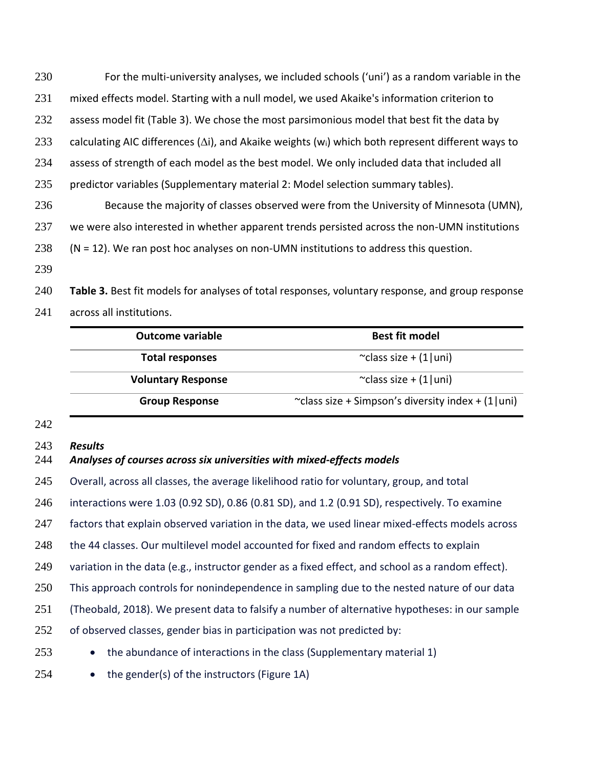For the multi-university analyses, we included schools ('uni') as a random variable in the mixed effects model. Starting with a null model, we used Akaike's information criterion to assess model fit (Table 3). We chose the most parsimonious model that best fit the data by calculating AIC differences ($\Delta i$), and Akaike weights ($w_i$) which both represent different ways to assess of strength of each model as the best model. We only included data that included all predictor variables (Supplementary material 2: Model selection summary tables).

Because the majority of classes observed were from the University of Minnesota (UMN), we were also interested in whether apparent trends persisted across the non-UMN institutions (N = 12). We ran post hoc analyses on non-UMN institutions to address this question.

**Table 3.** Best fit models for analyses of total responses, voluntary response, and group response across all institutions.

| Outcome variable | Best fit model |
|---|---|
| **Total responses** | ~class size + (1\|uni) |
| **Voluntary Response** | ~class size + (1\|uni) |
| **Group Response** | ~class size + Simpson's diversity index + (1\|uni) |

***Results***

***Analyses of courses across six universities with mixed-effects models***

Overall, across all classes, the average likelihood ratio for voluntary, group, and total interactions were 1.03 (0.92 SD), 0.86 (0.81 SD), and 1.2 (0.91 SD), respectively. To examine factors that explain observed variation in the data, we used linear mixed-effects models across the 44 classes. Our multilevel model accounted for fixed and random effects to explain variation in the data (e.g., instructor gender as a fixed effect, and school as a random effect). This approach controls for nonindependence in sampling due to the nested nature of our data (Theobald, 2018). We present data to falsify a number of alternative hypotheses: in our sample of observed classes, gender bias in participation was not predicted by:

- the abundance of interactions in the class (Supplementary material 1)
- the gender(s) of the instructors (Figure 1A)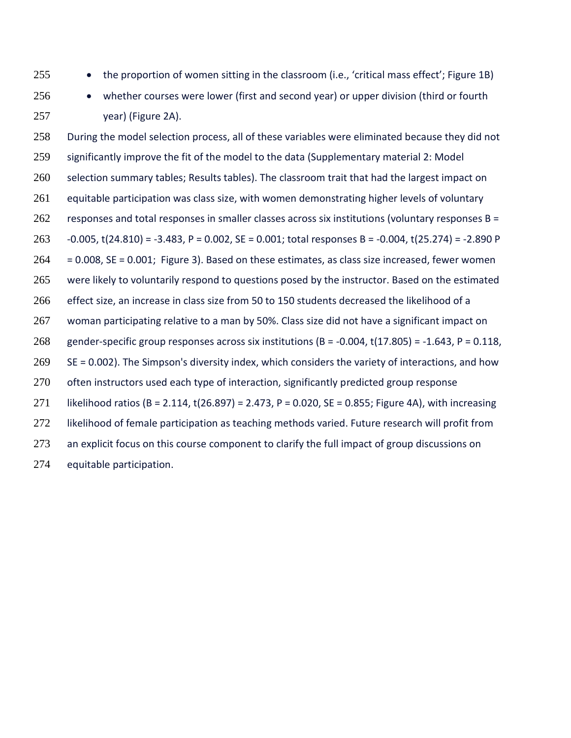- the proportion of women sitting in the classroom (i.e., 'critical mass effect'; Figure 1B)
- whether courses were lower (first and second year) or upper division (third or fourth year) (Figure 2A).

During the model selection process, all of these variables were eliminated because they did not significantly improve the fit of the model to the data (Supplementary material 2: Model selection summary tables; Results tables). The classroom trait that had the largest impact on equitable participation was class size, with women demonstrating higher levels of voluntary responses and total responses in smaller classes across six institutions (voluntary responses B = -0.005, $t(24.810) = -3.483$, $P = 0.002$, SE = 0.001; total responses B = -0.004, $t(25.274) = -2.890$ $P = 0.008$, SE = 0.001; Figure 3). Based on these estimates, as class size increased, fewer women were likely to voluntarily respond to questions posed by the instructor. Based on the estimated effect size, an increase in class size from 50 to 150 students decreased the likelihood of a woman participating relative to a man by 50%. Class size did not have a significant impact on gender-specific group responses across six institutions (B = -0.004, $t(17.805) = -1.643$, $P = 0.118$, SE = 0.002). The Simpson's diversity index, which considers the variety of interactions, and how often instructors used each type of interaction, significantly predicted group response likelihood ratios (B = 2.114, $t(26.897) = 2.473$, $P = 0.020$, SE = 0.855; Figure 4A), with increasing likelihood of female participation as teaching methods varied. Future research will profit from an explicit focus on this course component to clarify the full impact of group discussions on equitable participation.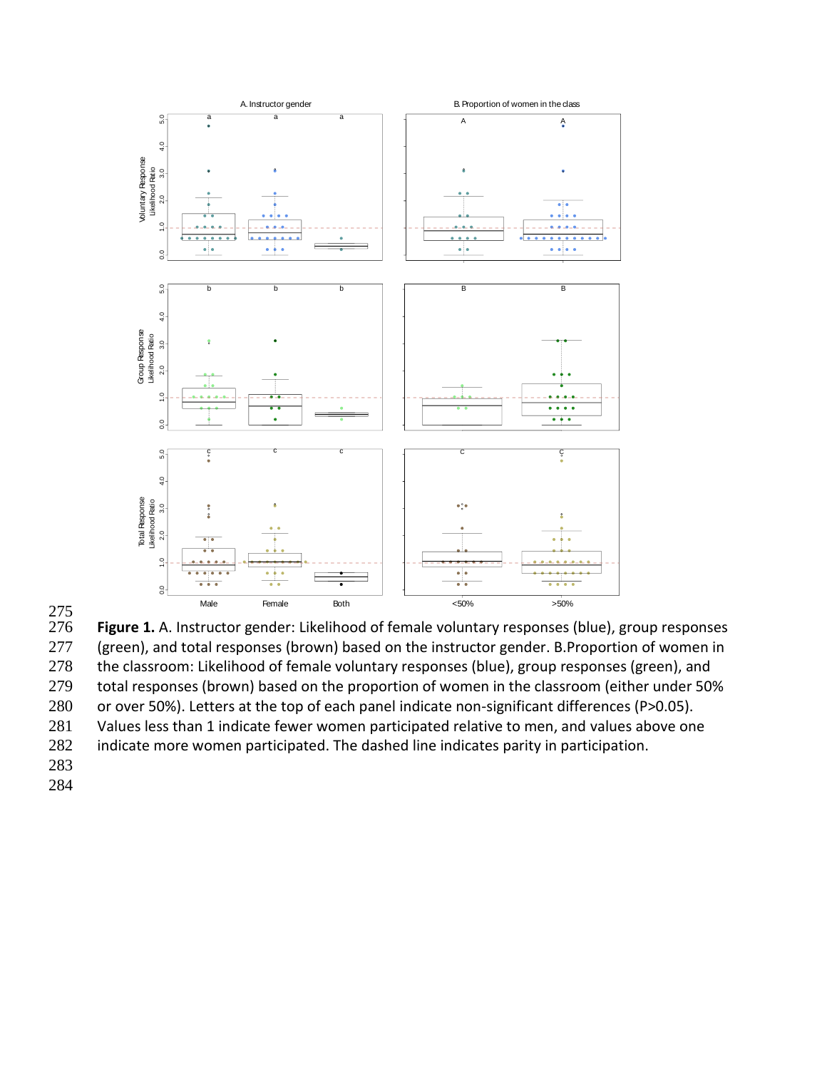**Figure 1.** A. Instructor gender: Likelihood of female voluntary responses (blue), group responses (green), and total responses (brown) based on the instructor gender. B.Proportion of women in the classroom: Likelihood of female voluntary responses (blue), group responses (green), and total responses (brown) based on the proportion of women in the classroom (either under 50% or over 50%). Letters at the top of each panel indicate non-significant differences (P>0.05). Values less than 1 indicate fewer women participated relative to men, and values above one indicate more women participated. The dashed line indicates parity in participation.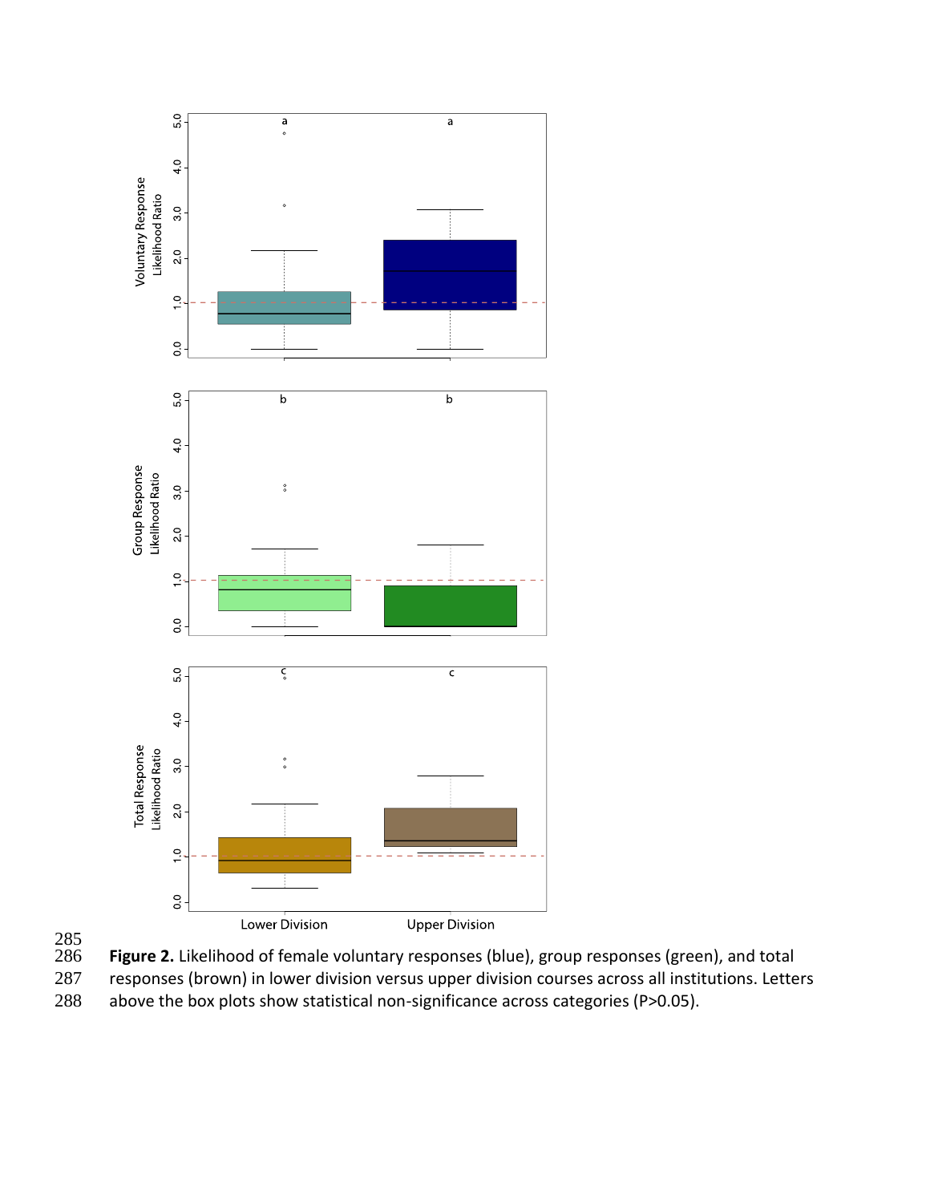**Figure 2.** Likelihood of female voluntary responses (blue), group responses (green), and total responses (brown) in lower division versus upper division courses across all institutions. Letters above the box plots show statistical non-significance across categories (P>0.05).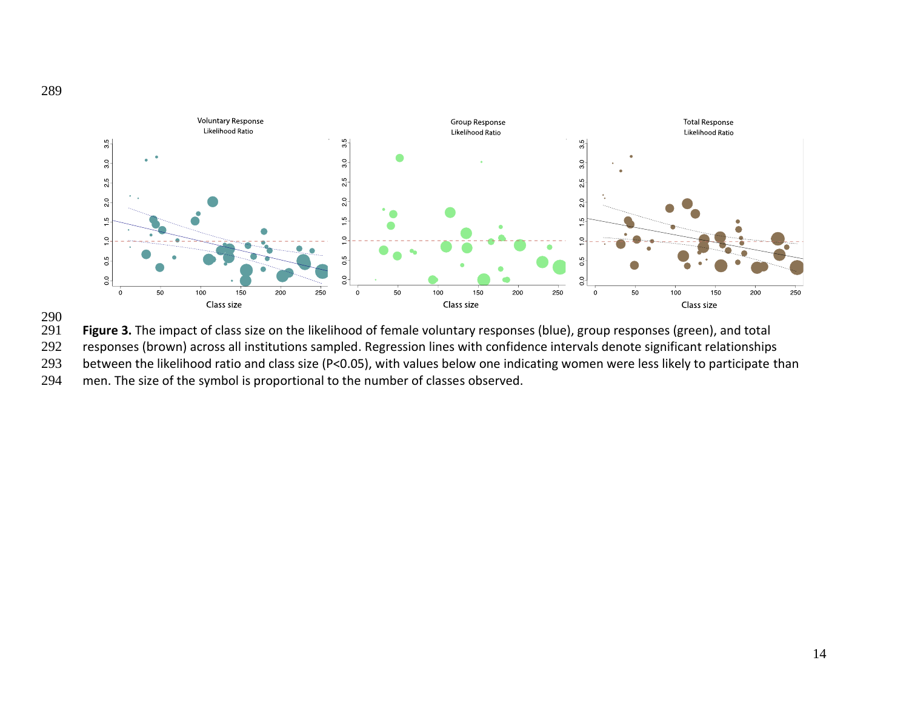**Figure 3.** The impact of class size on the likelihood of female voluntary responses (blue), group responses (green), and total responses (brown) across all institutions sampled. Regression lines with confidence intervals denote significant relationships between the likelihood ratio and class size ($P<0.05$), with values below one indicating women were less likely to participate than men. The size of the symbol is proportional to the number of classes observed.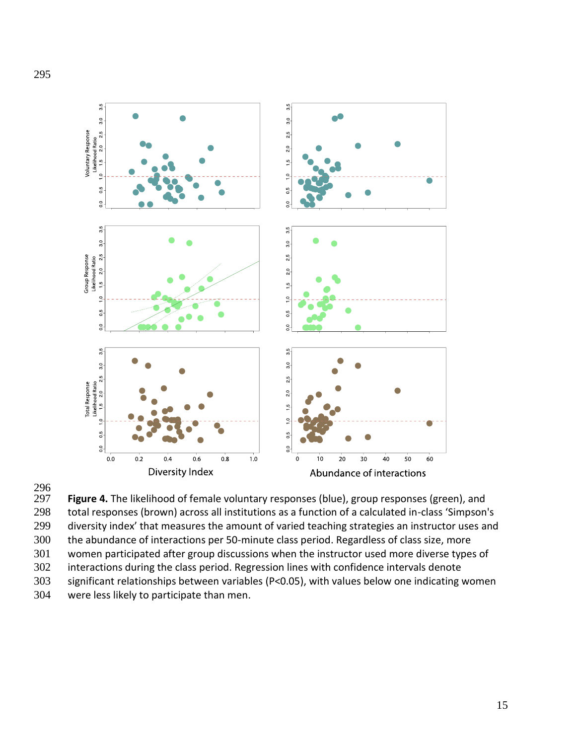**Figure 4.** The likelihood of female voluntary responses (blue), group responses (green), and total responses (brown) across all institutions as a function of a calculated in-class 'Simpson's diversity index' that measures the amount of varied teaching strategies an instructor uses and the abundance of interactions per 50-minute class period. Regardless of class size, more women participated after group discussions when the instructor used more diverse types of interactions during the class period. Regression lines with confidence intervals denote significant relationships between variables ($P<0.05$), with values below one indicating women were less likely to participate than men.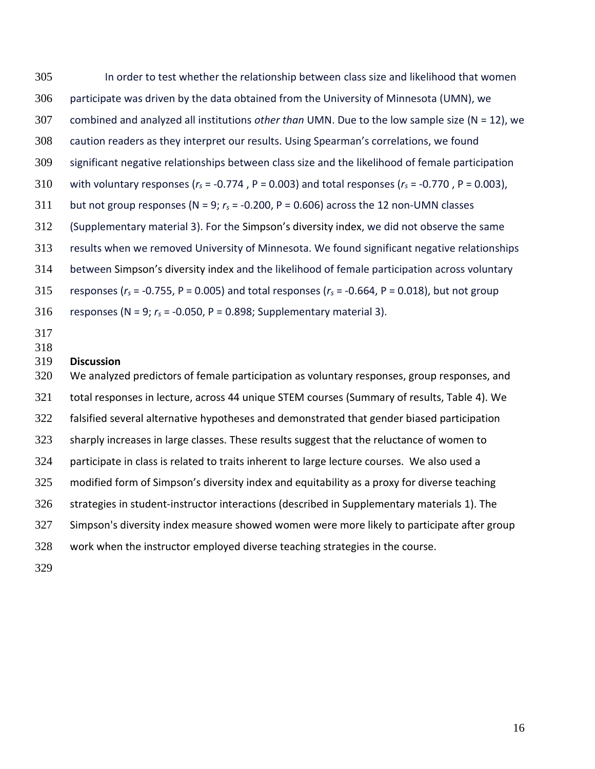In order to test whether the relationship between class size and likelihood that women participate was driven by the data obtained from the University of Minnesota (UMN), we combined and analyzed all institutions *other than* UMN. Due to the low sample size (N = 12), we caution readers as they interpret our results. Using Spearman's correlations, we found significant negative relationships between class size and the likelihood of female participation with voluntary responses ($r_s$ = -0.774 , P = 0.003) and total responses ($r_s$ = -0.770 , P = 0.003), but not group responses (N = 9; $r_s$ = -0.200, P = 0.606) across the 12 non-UMN classes (Supplementary material 3). For the Simpson's diversity index, we did not observe the same results when we removed University of Minnesota. We found significant negative relationships between Simpson's diversity index and the likelihood of female participation across voluntary responses ($r_s$ = -0.755, P = 0.005) and total responses ($r_s$ = -0.664, P = 0.018), but not group responses (N = 9; $r_s$ = -0.050, P = 0.898; Supplementary material 3).

## Discussion

We analyzed predictors of female participation as voluntary responses, group responses, and total responses in lecture, across 44 unique STEM courses (Summary of results, Table 4). We falsified several alternative hypotheses and demonstrated that gender biased participation sharply increases in large classes. These results suggest that the reluctance of women to participate in class is related to traits inherent to large lecture courses. We also used a modified form of Simpson's diversity index and equitability as a proxy for diverse teaching strategies in student-instructor interactions (described in Supplementary materials 1). The Simpson's diversity index measure showed women were more likely to participate after group work when the instructor employed diverse teaching strategies in the course.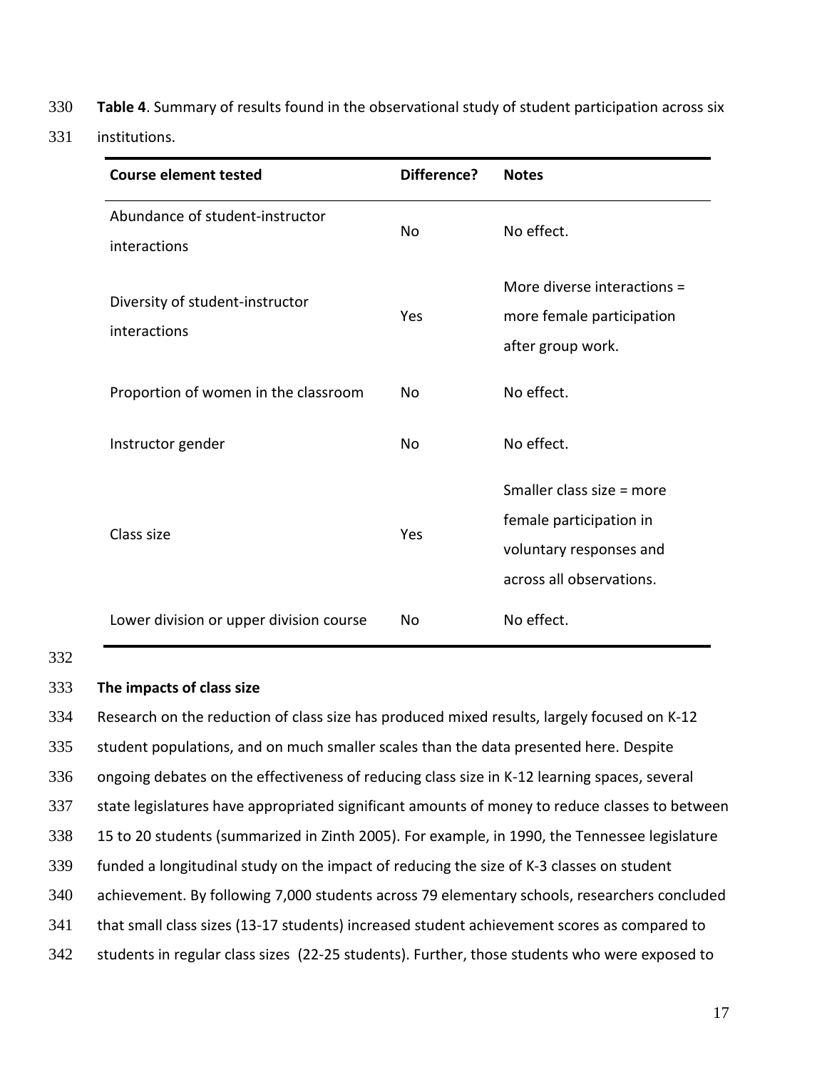**Table 4**. Summary of results found in the observational study of student participation across six institutions.

| Course element tested | Difference? | Notes |
|---|---|---|
| Abundance of student-instructor interactions | No | No effect. |
| Diversity of student-instructor interactions | Yes | More diverse interactions = more female participation after group work. |
| Proportion of women in the classroom | No | No effect. |
| Instructor gender | No | No effect. |
| Class size | Yes | Smaller class size = more female participation in voluntary responses and across all observations. |
| Lower division or upper division course | No | No effect. |

**The impacts of class size**

Research on the reduction of class size has produced mixed results, largely focused on K-12 student populations, and on much smaller scales than the data presented here. Despite ongoing debates on the effectiveness of reducing class size in K-12 learning spaces, several state legislatures have appropriated significant amounts of money to reduce classes to between 15 to 20 students (summarized in Zinth 2005). For example, in 1990, the Tennessee legislature funded a longitudinal study on the impact of reducing the size of K-3 classes on student achievement. By following 7,000 students across 79 elementary schools, researchers concluded that small class sizes (13-17 students) increased student achievement scores as compared to students in regular class sizes (22-25 students). Further, those students who were exposed to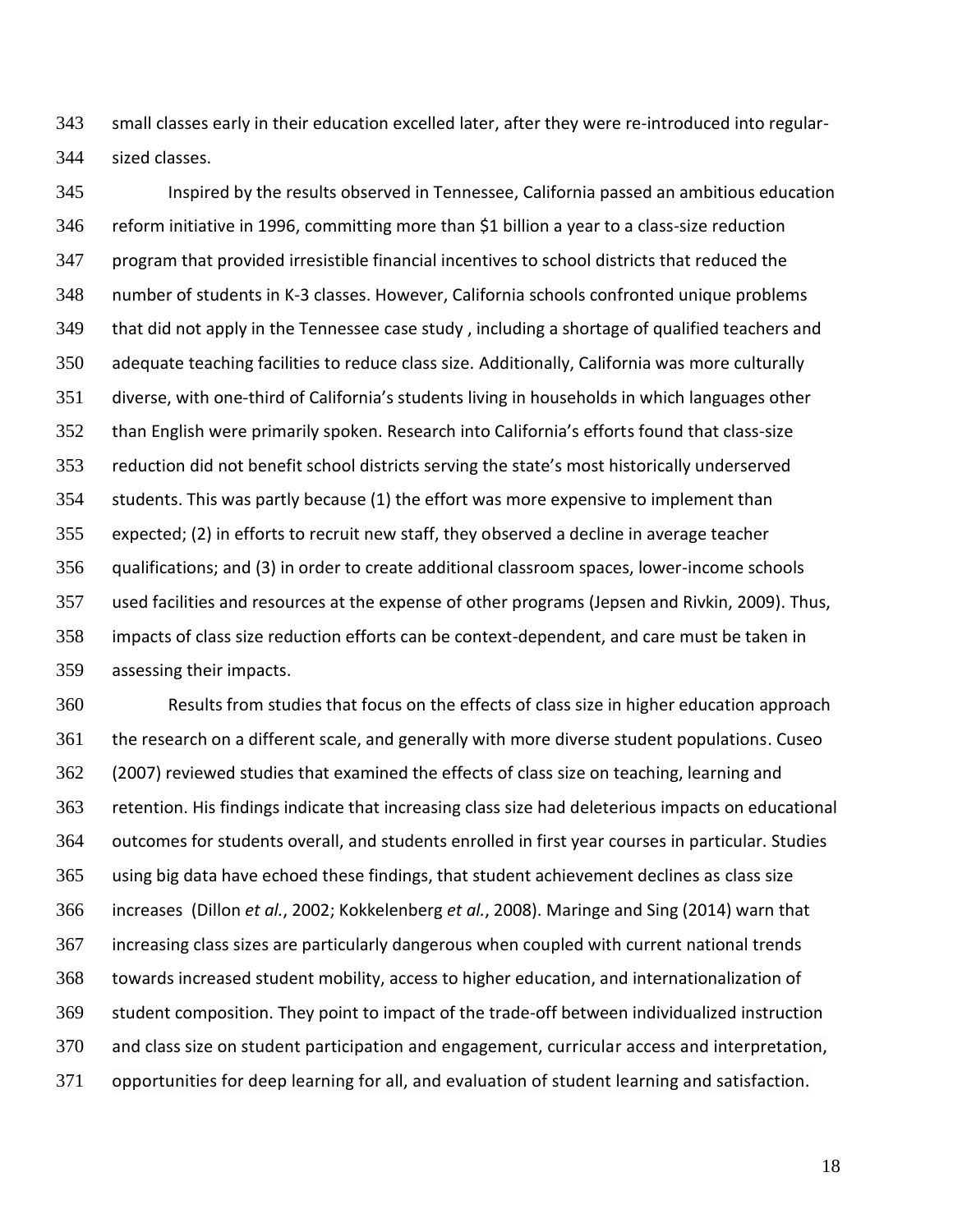small classes early in their education excelled later, after they were re-introduced into regular-sized classes.

Inspired by the results observed in Tennessee, California passed an ambitious education reform initiative in 1996, committing more than $1 billion a year to a class-size reduction program that provided irresistible financial incentives to school districts that reduced the number of students in K-3 classes. However, California schools confronted unique problems that did not apply in the Tennessee case study , including a shortage of qualified teachers and adequate teaching facilities to reduce class size. Additionally, California was more culturally diverse, with one-third of California's students living in households in which languages other than English were primarily spoken. Research into California's efforts found that class-size reduction did not benefit school districts serving the state's most historically underserved students. This was partly because (1) the effort was more expensive to implement than expected; (2) in efforts to recruit new staff, they observed a decline in average teacher qualifications; and (3) in order to create additional classroom spaces, lower-income schools used facilities and resources at the expense of other programs (Jepsen and Rivkin, 2009). Thus, impacts of class size reduction efforts can be context-dependent, and care must be taken in assessing their impacts.

Results from studies that focus on the effects of class size in higher education approach the research on a different scale, and generally with more diverse student populations. Cuseo (2007) reviewed studies that examined the effects of class size on teaching, learning and retention. His findings indicate that increasing class size had deleterious impacts on educational outcomes for students overall, and students enrolled in first year courses in particular. Studies using big data have echoed these findings, that student achievement declines as class size increases (Dillon *et al.*, 2002; Kokkelenberg *et al.*, 2008). Maringe and Sing (2014) warn that increasing class sizes are particularly dangerous when coupled with current national trends towards increased student mobility, access to higher education, and internationalization of student composition. They point to impact of the trade-off between individualized instruction and class size on student participation and engagement, curricular access and interpretation, opportunities for deep learning for all, and evaluation of student learning and satisfaction.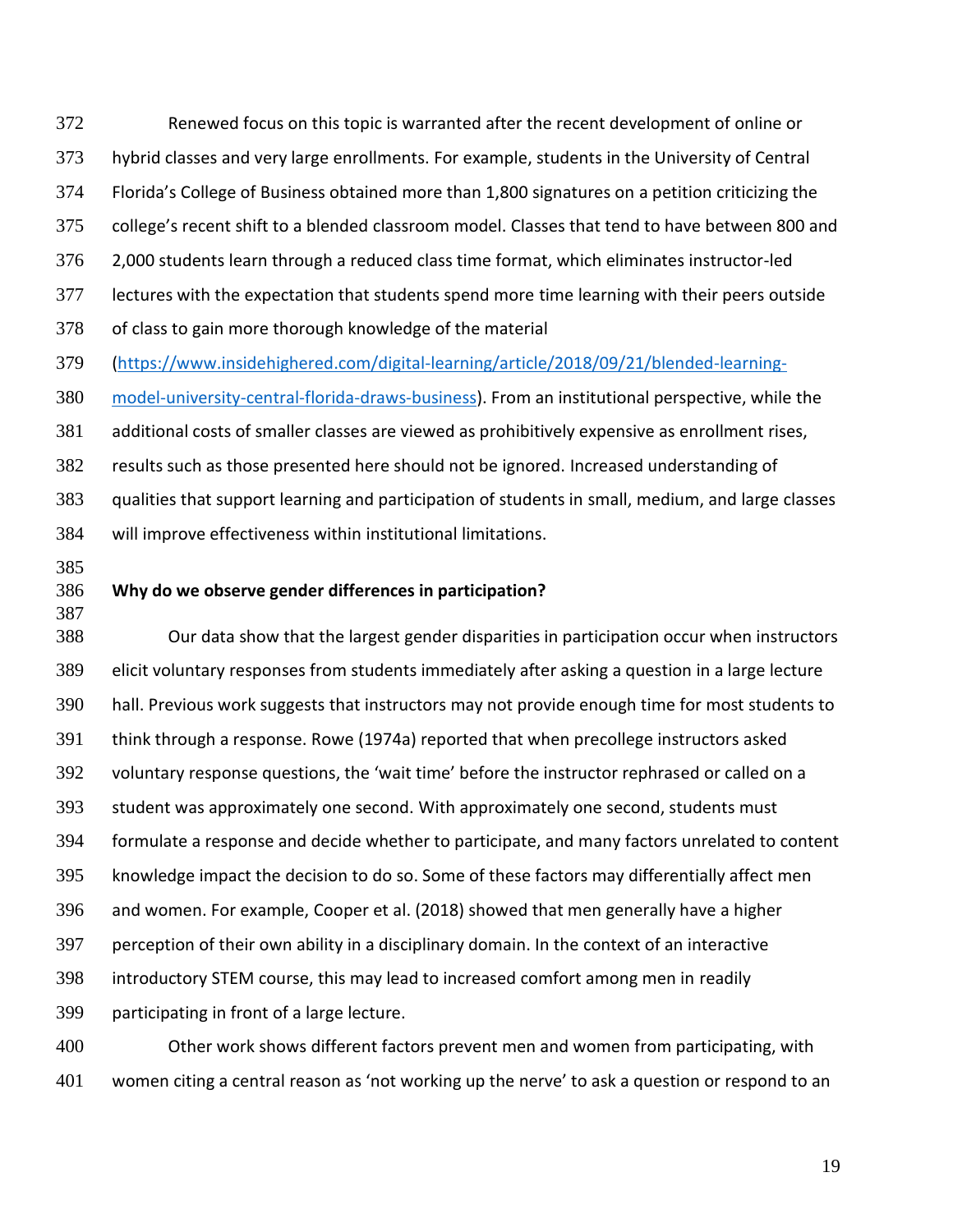Renewed focus on this topic is warranted after the recent development of online or hybrid classes and very large enrollments. For example, students in the University of Central Florida's College of Business obtained more than 1,800 signatures on a petition criticizing the college's recent shift to a blended classroom model. Classes that tend to have between 800 and 2,000 students learn through a reduced class time format, which eliminates instructor-led lectures with the expectation that students spend more time learning with their peers outside of class to gain more thorough knowledge of the material (https://www.insidehighered.com/digital-learning/article/2018/09/21/blended-learning-model-university-central-florida-draws-business). From an institutional perspective, while the additional costs of smaller classes are viewed as prohibitively expensive as enrollment rises, results such as those presented here should not be ignored. Increased understanding of qualities that support learning and participation of students in small, medium, and large classes will improve effectiveness within institutional limitations.

**Why do we observe gender differences in participation?**

Our data show that the largest gender disparities in participation occur when instructors elicit voluntary responses from students immediately after asking a question in a large lecture hall. Previous work suggests that instructors may not provide enough time for most students to think through a response. Rowe (1974a) reported that when precollege instructors asked voluntary response questions, the 'wait time' before the instructor rephrased or called on a student was approximately one second. With approximately one second, students must formulate a response and decide whether to participate, and many factors unrelated to content knowledge impact the decision to do so. Some of these factors may differentially affect men and women. For example, Cooper et al. (2018) showed that men generally have a higher perception of their own ability in a disciplinary domain. In the context of an interactive introductory STEM course, this may lead to increased comfort among men in readily participating in front of a large lecture.

Other work shows different factors prevent men and women from participating, with women citing a central reason as 'not working up the nerve' to ask a question or respond to an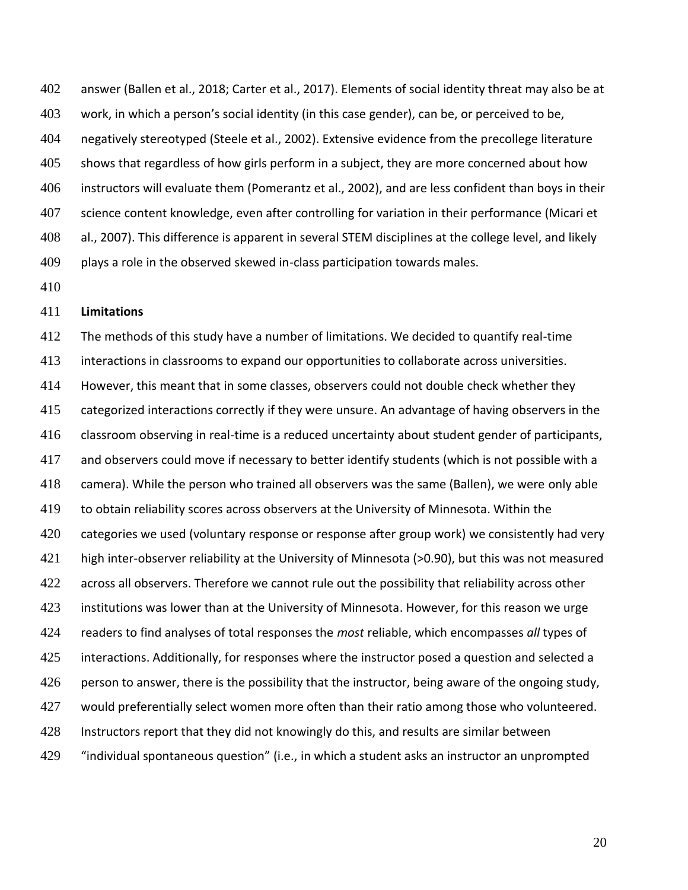answer (Ballen et al., 2018; Carter et al., 2017). Elements of social identity threat may also be at work, in which a person's social identity (in this case gender), can be, or perceived to be, negatively stereotyped (Steele et al., 2002). Extensive evidence from the precollege literature shows that regardless of how girls perform in a subject, they are more concerned about how instructors will evaluate them (Pomerantz et al., 2002), and are less confident than boys in their science content knowledge, even after controlling for variation in their performance (Micari et al., 2007). This difference is apparent in several STEM disciplines at the college level, and likely plays a role in the observed skewed in-class participation towards males.

**Limitations**

The methods of this study have a number of limitations. We decided to quantify real-time interactions in classrooms to expand our opportunities to collaborate across universities. However, this meant that in some classes, observers could not double check whether they categorized interactions correctly if they were unsure. An advantage of having observers in the classroom observing in real-time is a reduced uncertainty about student gender of participants, and observers could move if necessary to better identify students (which is not possible with a camera). While the person who trained all observers was the same (Ballen), we were only able to obtain reliability scores across observers at the University of Minnesota. Within the categories we used (voluntary response or response after group work) we consistently had very high inter-observer reliability at the University of Minnesota (>0.90), but this was not measured across all observers. Therefore we cannot rule out the possibility that reliability across other institutions was lower than at the University of Minnesota. However, for this reason we urge readers to find analyses of total responses the *most* reliable, which encompasses *all* types of interactions. Additionally, for responses where the instructor posed a question and selected a person to answer, there is the possibility that the instructor, being aware of the ongoing study, would preferentially select women more often than their ratio among those who volunteered. Instructors report that they did not knowingly do this, and results are similar between "individual spontaneous question" (i.e., in which a student asks an instructor an unprompted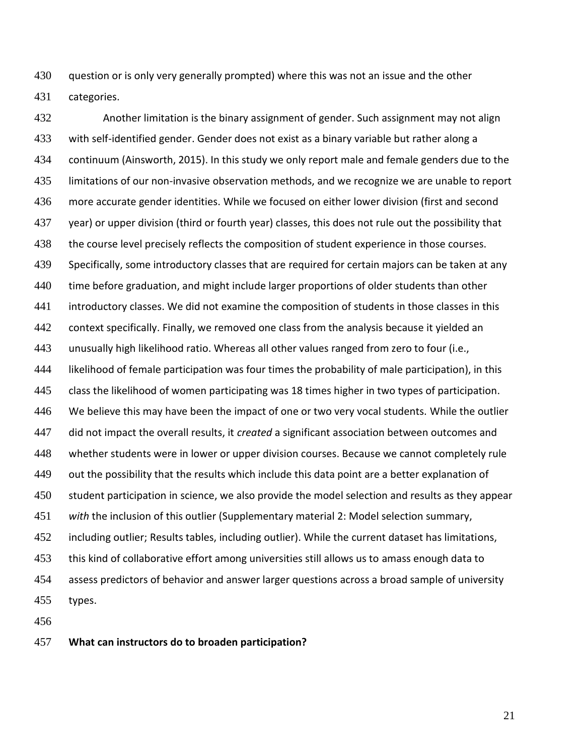question or is only very generally prompted) where this was not an issue and the other categories.

Another limitation is the binary assignment of gender. Such assignment may not align with self-identified gender. Gender does not exist as a binary variable but rather along a continuum (Ainsworth, 2015). In this study we only report male and female genders due to the limitations of our non-invasive observation methods, and we recognize we are unable to report more accurate gender identities. While we focused on either lower division (first and second year) or upper division (third or fourth year) classes, this does not rule out the possibility that the course level precisely reflects the composition of student experience in those courses. Specifically, some introductory classes that are required for certain majors can be taken at any time before graduation, and might include larger proportions of older students than other introductory classes. We did not examine the composition of students in those classes in this context specifically. Finally, we removed one class from the analysis because it yielded an unusually high likelihood ratio. Whereas all other values ranged from zero to four (i.e., likelihood of female participation was four times the probability of male participation), in this class the likelihood of women participating was 18 times higher in two types of participation. We believe this may have been the impact of one or two very vocal students. While the outlier did not impact the overall results, it *created* a significant association between outcomes and whether students were in lower or upper division courses. Because we cannot completely rule out the possibility that the results which include this data point are a better explanation of student participation in science, we also provide the model selection and results as they appear *with* the inclusion of this outlier (Supplementary material 2: Model selection summary, including outlier; Results tables, including outlier). While the current dataset has limitations, this kind of collaborative effort among universities still allows us to amass enough data to assess predictors of behavior and answer larger questions across a broad sample of university types.

**What can instructors do to broaden participation?**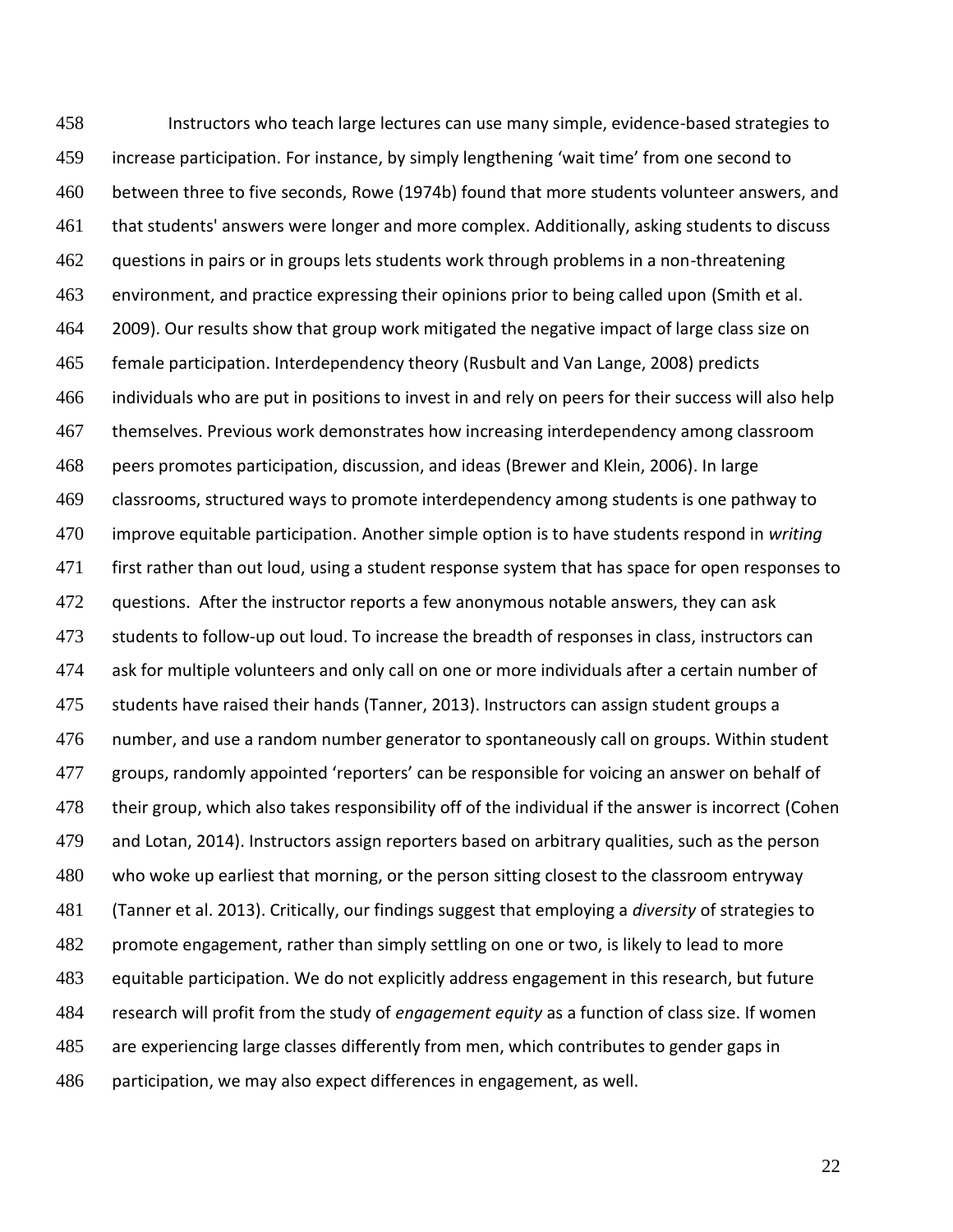Instructors who teach large lectures can use many simple, evidence-based strategies to increase participation. For instance, by simply lengthening 'wait time' from one second to between three to five seconds, Rowe (1974b) found that more students volunteer answers, and that students' answers were longer and more complex. Additionally, asking students to discuss questions in pairs or in groups lets students work through problems in a non-threatening environment, and practice expressing their opinions prior to being called upon (Smith et al. 2009). Our results show that group work mitigated the negative impact of large class size on female participation. Interdependency theory (Rusbult and Van Lange, 2008) predicts individuals who are put in positions to invest in and rely on peers for their success will also help themselves. Previous work demonstrates how increasing interdependency among classroom peers promotes participation, discussion, and ideas (Brewer and Klein, 2006). In large classrooms, structured ways to promote interdependency among students is one pathway to improve equitable participation. Another simple option is to have students respond in *writing* first rather than out loud, using a student response system that has space for open responses to questions. After the instructor reports a few anonymous notable answers, they can ask students to follow-up out loud. To increase the breadth of responses in class, instructors can ask for multiple volunteers and only call on one or more individuals after a certain number of students have raised their hands (Tanner, 2013). Instructors can assign student groups a number, and use a random number generator to spontaneously call on groups. Within student groups, randomly appointed 'reporters' can be responsible for voicing an answer on behalf of their group, which also takes responsibility off of the individual if the answer is incorrect (Cohen and Lotan, 2014). Instructors assign reporters based on arbitrary qualities, such as the person who woke up earliest that morning, or the person sitting closest to the classroom entryway (Tanner et al. 2013). Critically, our findings suggest that employing a *diversity* of strategies to promote engagement, rather than simply settling on one or two, is likely to lead to more equitable participation. We do not explicitly address engagement in this research, but future research will profit from the study of *engagement equity* as a function of class size. If women are experiencing large classes differently from men, which contributes to gender gaps in participation, we may also expect differences in engagement, as well.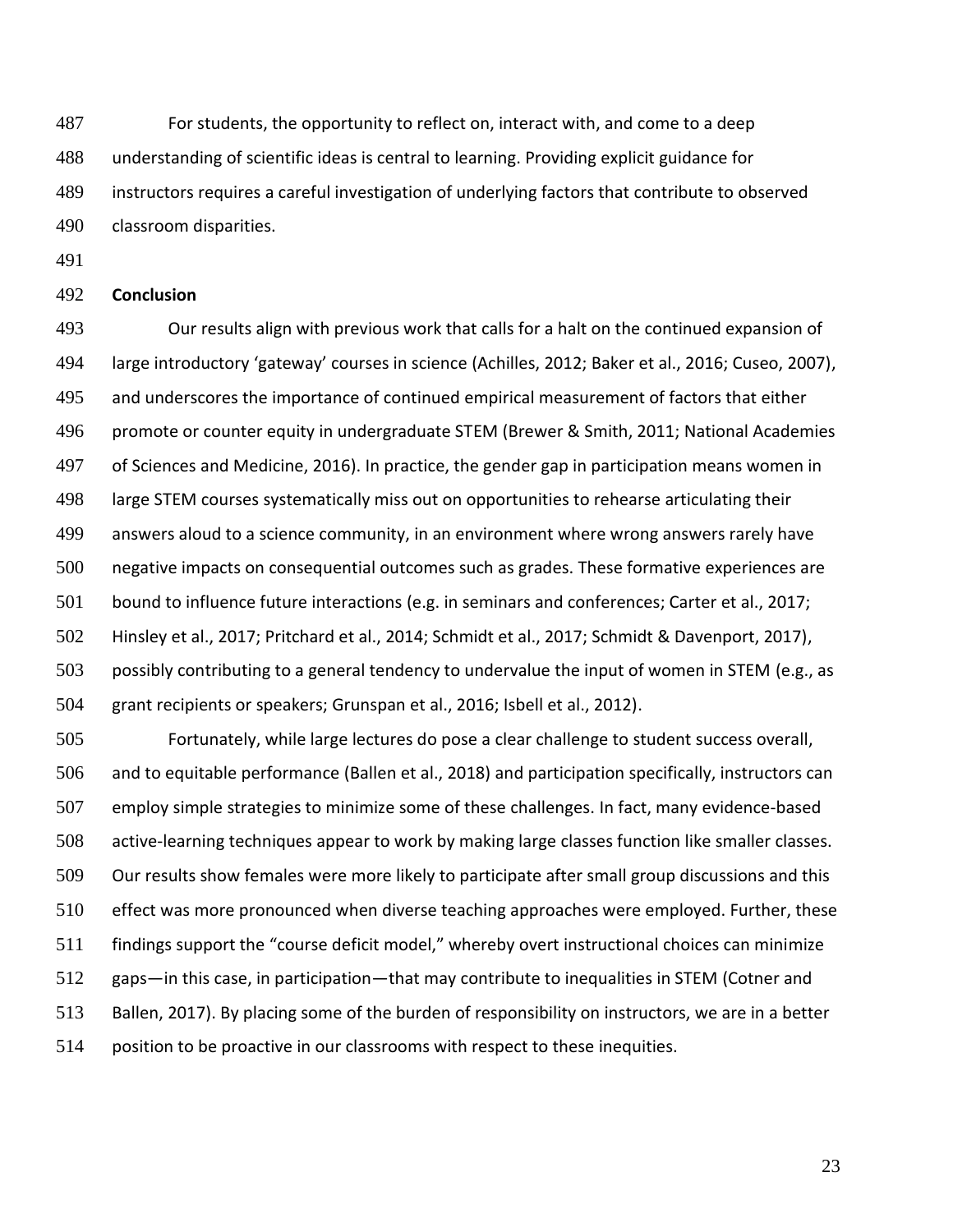For students, the opportunity to reflect on, interact with, and come to a deep understanding of scientific ideas is central to learning. Providing explicit guidance for instructors requires a careful investigation of underlying factors that contribute to observed classroom disparities.

## Conclusion

Our results align with previous work that calls for a halt on the continued expansion of large introductory 'gateway' courses in science (Achilles, 2012; Baker et al., 2016; Cuseo, 2007), and underscores the importance of continued empirical measurement of factors that either promote or counter equity in undergraduate STEM (Brewer & Smith, 2011; National Academies of Sciences and Medicine, 2016). In practice, the gender gap in participation means women in large STEM courses systematically miss out on opportunities to rehearse articulating their answers aloud to a science community, in an environment where wrong answers rarely have negative impacts on consequential outcomes such as grades. These formative experiences are bound to influence future interactions (e.g. in seminars and conferences; Carter et al., 2017; Hinsley et al., 2017; Pritchard et al., 2014; Schmidt et al., 2017; Schmidt & Davenport, 2017), possibly contributing to a general tendency to undervalue the input of women in STEM (e.g., as grant recipients or speakers; Grunspan et al., 2016; Isbell et al., 2012).

Fortunately, while large lectures do pose a clear challenge to student success overall, and to equitable performance (Ballen et al., 2018) and participation specifically, instructors can employ simple strategies to minimize some of these challenges. In fact, many evidence-based active-learning techniques appear to work by making large classes function like smaller classes. Our results show females were more likely to participate after small group discussions and this effect was more pronounced when diverse teaching approaches were employed. Further, these findings support the "course deficit model," whereby overt instructional choices can minimize gaps—in this case, in participation—that may contribute to inequalities in STEM (Cotner and Ballen, 2017). By placing some of the burden of responsibility on instructors, we are in a better position to be proactive in our classrooms with respect to these inequities.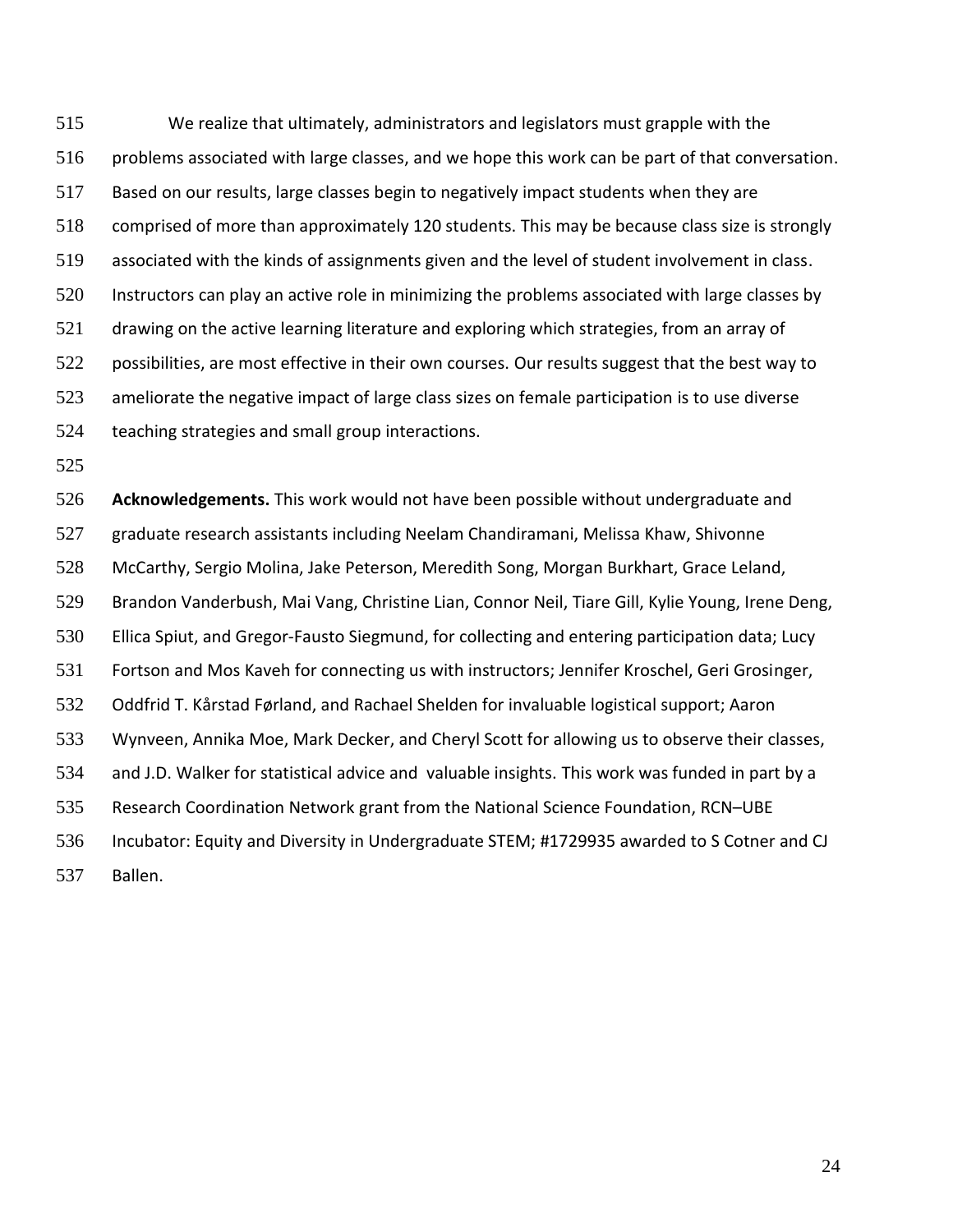We realize that ultimately, administrators and legislators must grapple with the problems associated with large classes, and we hope this work can be part of that conversation. Based on our results, large classes begin to negatively impact students when they are comprised of more than approximately 120 students. This may be because class size is strongly associated with the kinds of assignments given and the level of student involvement in class. Instructors can play an active role in minimizing the problems associated with large classes by drawing on the active learning literature and exploring which strategies, from an array of possibilities, are most effective in their own courses. Our results suggest that the best way to ameliorate the negative impact of large class sizes on female participation is to use diverse teaching strategies and small group interactions.

**Acknowledgements.** This work would not have been possible without undergraduate and graduate research assistants including Neelam Chandiramani, Melissa Khaw, Shivonne McCarthy, Sergio Molina, Jake Peterson, Meredith Song, Morgan Burkhart, Grace Leland, Brandon Vanderbush, Mai Vang, Christine Lian, Connor Neil, Tiare Gill, Kylie Young, Irene Deng, Ellica Spiut, and Gregor-Fausto Siegmund, for collecting and entering participation data; Lucy Fortson and Mos Kaveh for connecting us with instructors; Jennifer Kroschel, Geri Grosinger, Oddfrid T. Kårstad Førland, and Rachael Shelden for invaluable logistical support; Aaron Wynveen, Annika Moe, Mark Decker, and Cheryl Scott for allowing us to observe their classes, and J.D. Walker for statistical advice and valuable insights. This work was funded in part by a Research Coordination Network grant from the National Science Foundation, RCN–UBE Incubator: Equity and Diversity in Undergraduate STEM; #1729935 awarded to S Cotner and CJ Ballen.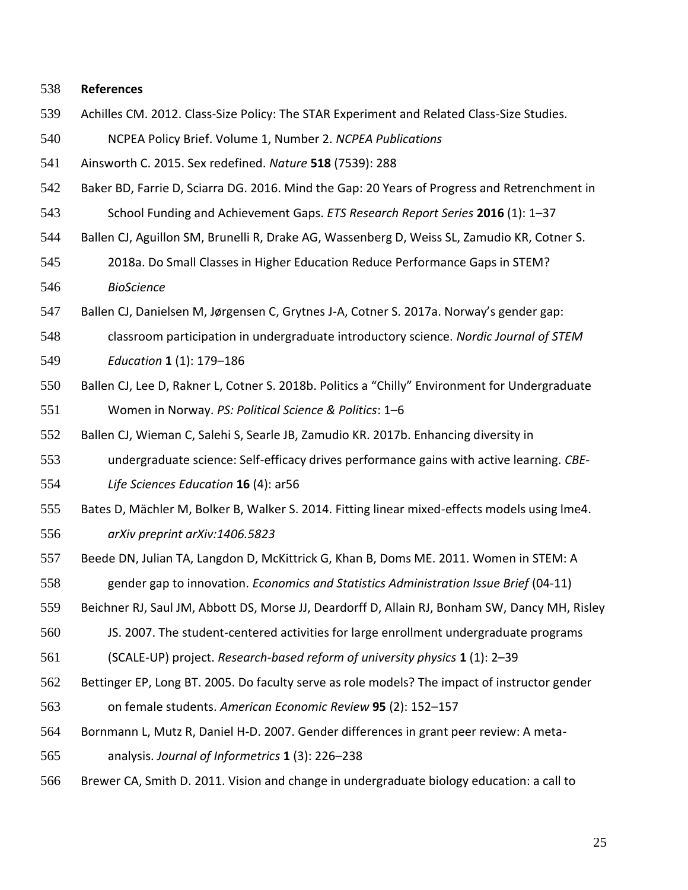## References

Achilles CM. 2012. Class-Size Policy: The STAR Experiment and Related Class-Size Studies. NCPEA Policy Brief. Volume 1, Number 2. *NCPEA Publications*

Ainsworth C. 2015. Sex redefined. *Nature* **518** (7539): 288

Baker BD, Farrie D, Sciarra DG. 2016. Mind the Gap: 20 Years of Progress and Retrenchment in School Funding and Achievement Gaps. *ETS Research Report Series* **2016** (1): 1–37

Ballen CJ, Aguillon SM, Brunelli R, Drake AG, Wassenberg D, Weiss SL, Zamudio KR, Cotner S. 2018a. Do Small Classes in Higher Education Reduce Performance Gaps in STEM? *BioScience*

Ballen CJ, Danielsen M, Jørgensen C, Grytnes J-A, Cotner S. 2017a. Norway's gender gap: classroom participation in undergraduate introductory science. *Nordic Journal of STEM Education* **1** (1): 179–186

Ballen CJ, Lee D, Rakner L, Cotner S. 2018b. Politics a "Chilly" Environment for Undergraduate Women in Norway. *PS: Political Science & Politics*: 1–6

Ballen CJ, Wieman C, Salehi S, Searle JB, Zamudio KR. 2017b. Enhancing diversity in undergraduate science: Self-efficacy drives performance gains with active learning. *CBE-Life Sciences Education* **16** (4): ar56

Bates D, Mächler M, Bolker B, Walker S. 2014. Fitting linear mixed-effects models using lme4. *arXiv preprint arXiv:1406.5823*

Beede DN, Julian TA, Langdon D, McKittrick G, Khan B, Doms ME. 2011. Women in STEM: A gender gap to innovation. *Economics and Statistics Administration Issue Brief* (04-11)

Beichner RJ, Saul JM, Abbott DS, Morse JJ, Deardorff D, Allain RJ, Bonham SW, Dancy MH, Risley JS. 2007. The student-centered activities for large enrollment undergraduate programs (SCALE-UP) project. *Research-based reform of university physics* **1** (1): 2–39

Bettinger EP, Long BT. 2005. Do faculty serve as role models? The impact of instructor gender on female students. *American Economic Review* **95** (2): 152–157

Bornmann L, Mutz R, Daniel H-D. 2007. Gender differences in grant peer review: A meta-analysis. *Journal of Informetrics* **1** (3): 226–238

Brewer CA, Smith D. 2011. Vision and change in undergraduate biology education: a call to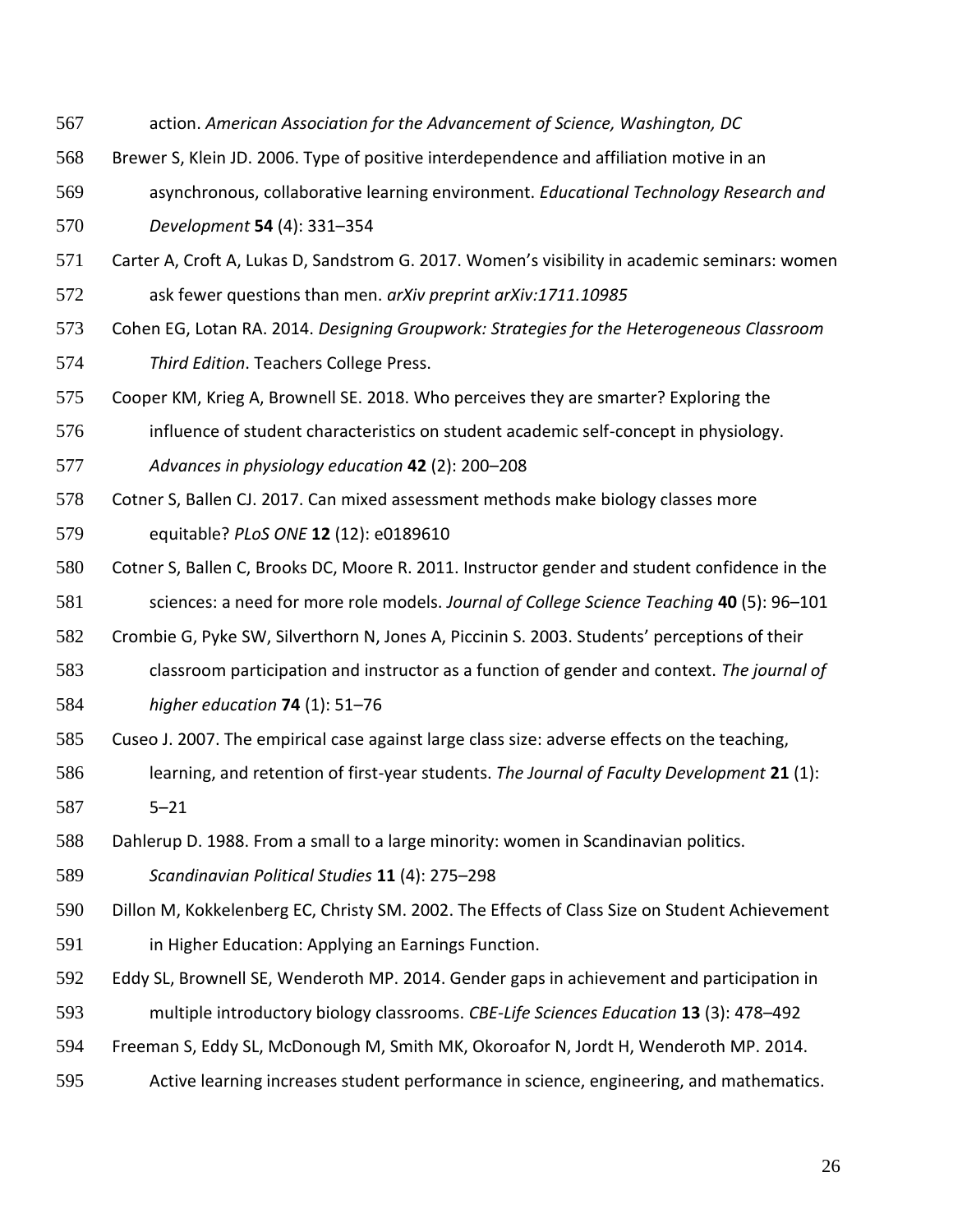action. *American Association for the Advancement of Science, Washington, DC*

Brewer S, Klein JD. 2006. Type of positive interdependence and affiliation motive in an asynchronous, collaborative learning environment. *Educational Technology Research and Development* **54** (4): 331–354

Carter A, Croft A, Lukas D, Sandstrom G. 2017. Women's visibility in academic seminars: women ask fewer questions than men. *arXiv preprint arXiv:1711.10985*

Cohen EG, Lotan RA. 2014. *Designing Groupwork: Strategies for the Heterogeneous Classroom Third Edition*. Teachers College Press.

Cooper KM, Krieg A, Brownell SE. 2018. Who perceives they are smarter? Exploring the influence of student characteristics on student academic self-concept in physiology. *Advances in physiology education* **42** (2): 200–208

Cotner S, Ballen CJ. 2017. Can mixed assessment methods make biology classes more equitable? *PLoS ONE* **12** (12): e0189610

Cotner S, Ballen C, Brooks DC, Moore R. 2011. Instructor gender and student confidence in the sciences: a need for more role models. *Journal of College Science Teaching* **40** (5): 96–101

Crombie G, Pyke SW, Silverthorn N, Jones A, Piccinin S. 2003. Students' perceptions of their classroom participation and instructor as a function of gender and context. *The journal of higher education* **74** (1): 51–76

Cuseo J. 2007. The empirical case against large class size: adverse effects on the teaching, learning, and retention of first-year students. *The Journal of Faculty Development* **21** (1): 5–21

Dahlerup D. 1988. From a small to a large minority: women in Scandinavian politics. *Scandinavian Political Studies* **11** (4): 275–298

Dillon M, Kokkelenberg EC, Christy SM. 2002. The Effects of Class Size on Student Achievement in Higher Education: Applying an Earnings Function.

Eddy SL, Brownell SE, Wenderoth MP. 2014. Gender gaps in achievement and participation in multiple introductory biology classrooms. *CBE-Life Sciences Education* **13** (3): 478–492

Freeman S, Eddy SL, McDonough M, Smith MK, Okoroafor N, Jordt H, Wenderoth MP. 2014. Active learning increases student performance in science, engineering, and mathematics.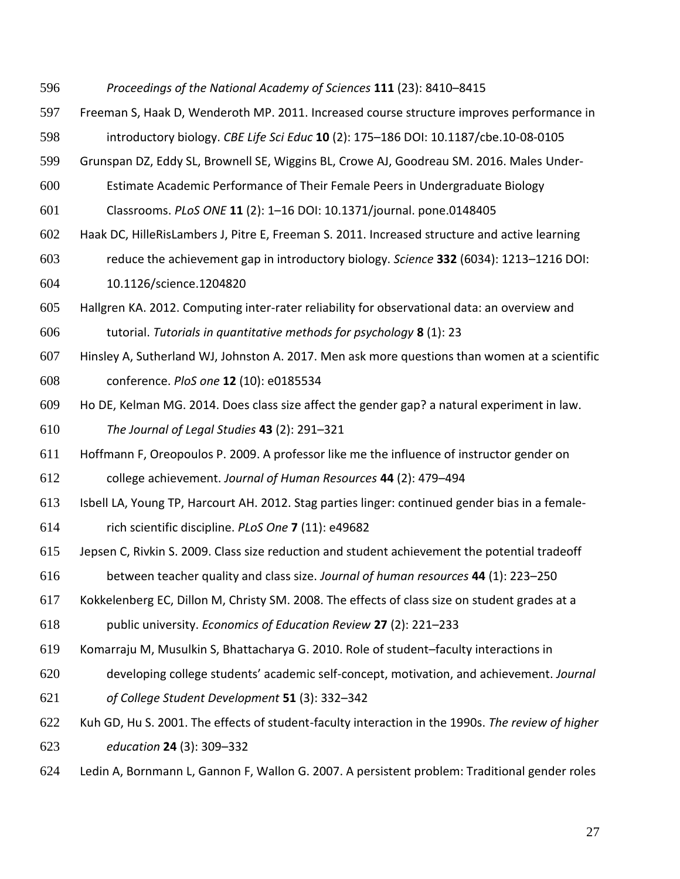*Proceedings of the National Academy of Sciences* **111** (23): 8410–8415

Freeman S, Haak D, Wenderoth MP. 2011. Increased course structure improves performance in introductory biology. *CBE Life Sci Educ* **10** (2): 175–186 DOI: 10.1187/cbe.10-08-0105

Grunspan DZ, Eddy SL, Brownell SE, Wiggins BL, Crowe AJ, Goodreau SM. 2016. Males Under-Estimate Academic Performance of Their Female Peers in Undergraduate Biology Classrooms. *PLoS ONE* **11** (2): 1–16 DOI: 10.1371/journal. pone.0148405

Haak DC, HilleRisLambers J, Pitre E, Freeman S. 2011. Increased structure and active learning reduce the achievement gap in introductory biology. *Science* **332** (6034): 1213–1216 DOI: 10.1126/science.1204820

Hallgren KA. 2012. Computing inter-rater reliability for observational data: an overview and tutorial. *Tutorials in quantitative methods for psychology* **8** (1): 23

Hinsley A, Sutherland WJ, Johnston A. 2017. Men ask more questions than women at a scientific conference. *PloS one* **12** (10): e0185534

Ho DE, Kelman MG. 2014. Does class size affect the gender gap? a natural experiment in law. *The Journal of Legal Studies* **43** (2): 291–321

Hoffmann F, Oreopoulos P. 2009. A professor like me the influence of instructor gender on college achievement. *Journal of Human Resources* **44** (2): 479–494

Isbell LA, Young TP, Harcourt AH. 2012. Stag parties linger: continued gender bias in a female-rich scientific discipline. *PLoS One* **7** (11): e49682

Jepsen C, Rivkin S. 2009. Class size reduction and student achievement the potential tradeoff between teacher quality and class size. *Journal of human resources* **44** (1): 223–250

Kokkelenberg EC, Dillon M, Christy SM. 2008. The effects of class size on student grades at a public university. *Economics of Education Review* **27** (2): 221–233

Komarraju M, Musulkin S, Bhattacharya G. 2010. Role of student–faculty interactions in developing college students' academic self-concept, motivation, and achievement. *Journal of College Student Development* **51** (3): 332–342

Kuh GD, Hu S. 2001. The effects of student-faculty interaction in the 1990s. *The review of higher education* **24** (3): 309–332

Ledin A, Bornmann L, Gannon F, Wallon G. 2007. A persistent problem: Traditional gender roles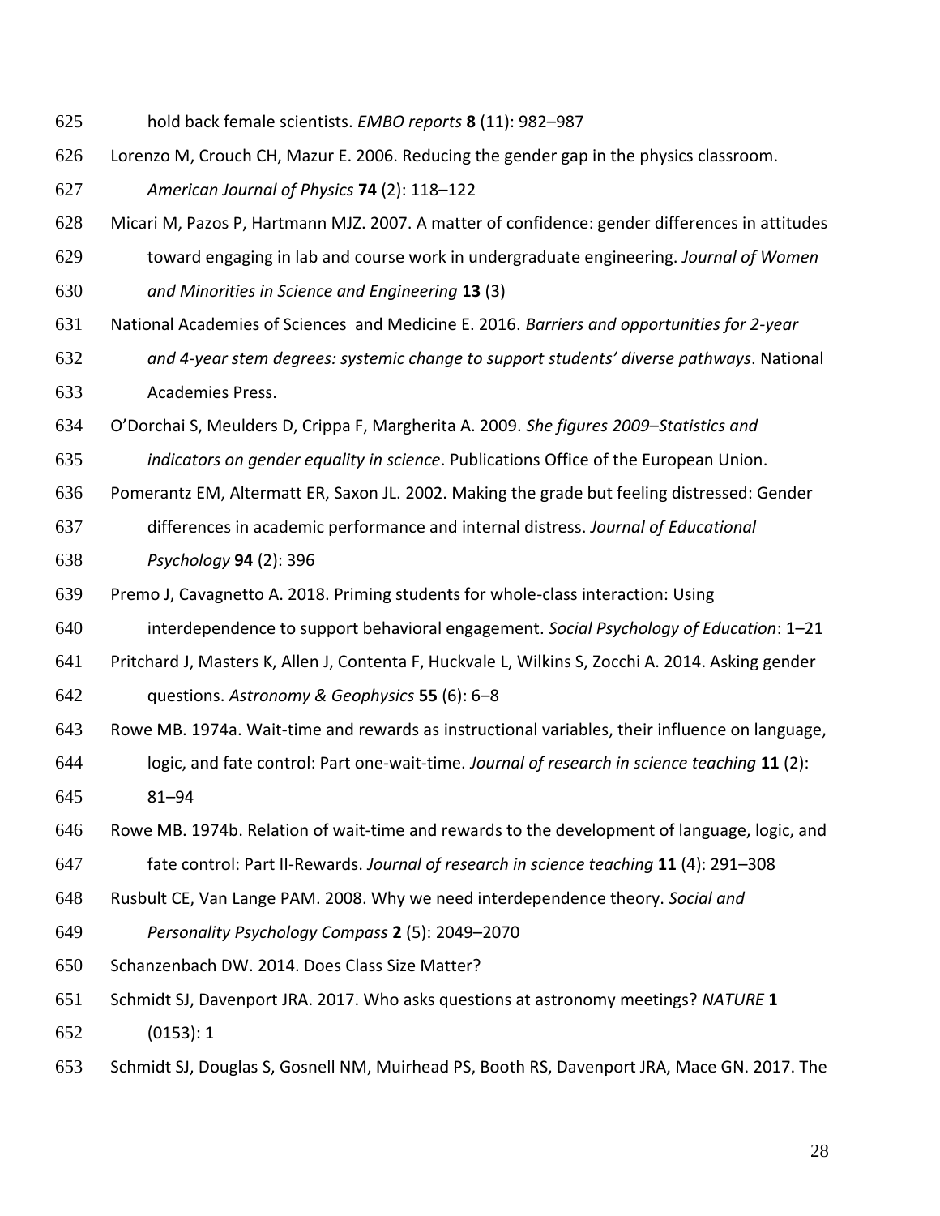hold back female scientists. *EMBO reports* **8** (11): 982–987

Lorenzo M, Crouch CH, Mazur E. 2006. Reducing the gender gap in the physics classroom. *American Journal of Physics* **74** (2): 118–122

Micari M, Pazos P, Hartmann MJZ. 2007. A matter of confidence: gender differences in attitudes toward engaging in lab and course work in undergraduate engineering. *Journal of Women and Minorities in Science and Engineering* **13** (3)

National Academies of Sciences and Medicine E. 2016. *Barriers and opportunities for 2-year and 4-year stem degrees: systemic change to support students' diverse pathways*. National Academies Press.

O'Dorchai S, Meulders D, Crippa F, Margherita A. 2009. *She figures 2009–Statistics and indicators on gender equality in science*. Publications Office of the European Union.

Pomerantz EM, Altermatt ER, Saxon JL. 2002. Making the grade but feeling distressed: Gender differences in academic performance and internal distress. *Journal of Educational Psychology* **94** (2): 396

Premo J, Cavagnetto A. 2018. Priming students for whole-class interaction: Using interdependence to support behavioral engagement. *Social Psychology of Education*: 1–21

Pritchard J, Masters K, Allen J, Contenta F, Huckvale L, Wilkins S, Zocchi A. 2014. Asking gender questions. *Astronomy & Geophysics* **55** (6): 6–8

Rowe MB. 1974a. Wait-time and rewards as instructional variables, their influence on language, logic, and fate control: Part one-wait-time. *Journal of research in science teaching* **11** (2): 81–94

Rowe MB. 1974b. Relation of wait-time and rewards to the development of language, logic, and fate control: Part II-Rewards. *Journal of research in science teaching* **11** (4): 291–308

Rusbult CE, Van Lange PAM. 2008. Why we need interdependence theory. *Social and Personality Psychology Compass* **2** (5): 2049–2070

Schanzenbach DW. 2014. Does Class Size Matter?

Schmidt SJ, Davenport JRA. 2017. Who asks questions at astronomy meetings? *NATURE* **1** (0153): 1

Schmidt SJ, Douglas S, Gosnell NM, Muirhead PS, Booth RS, Davenport JRA, Mace GN. 2017. The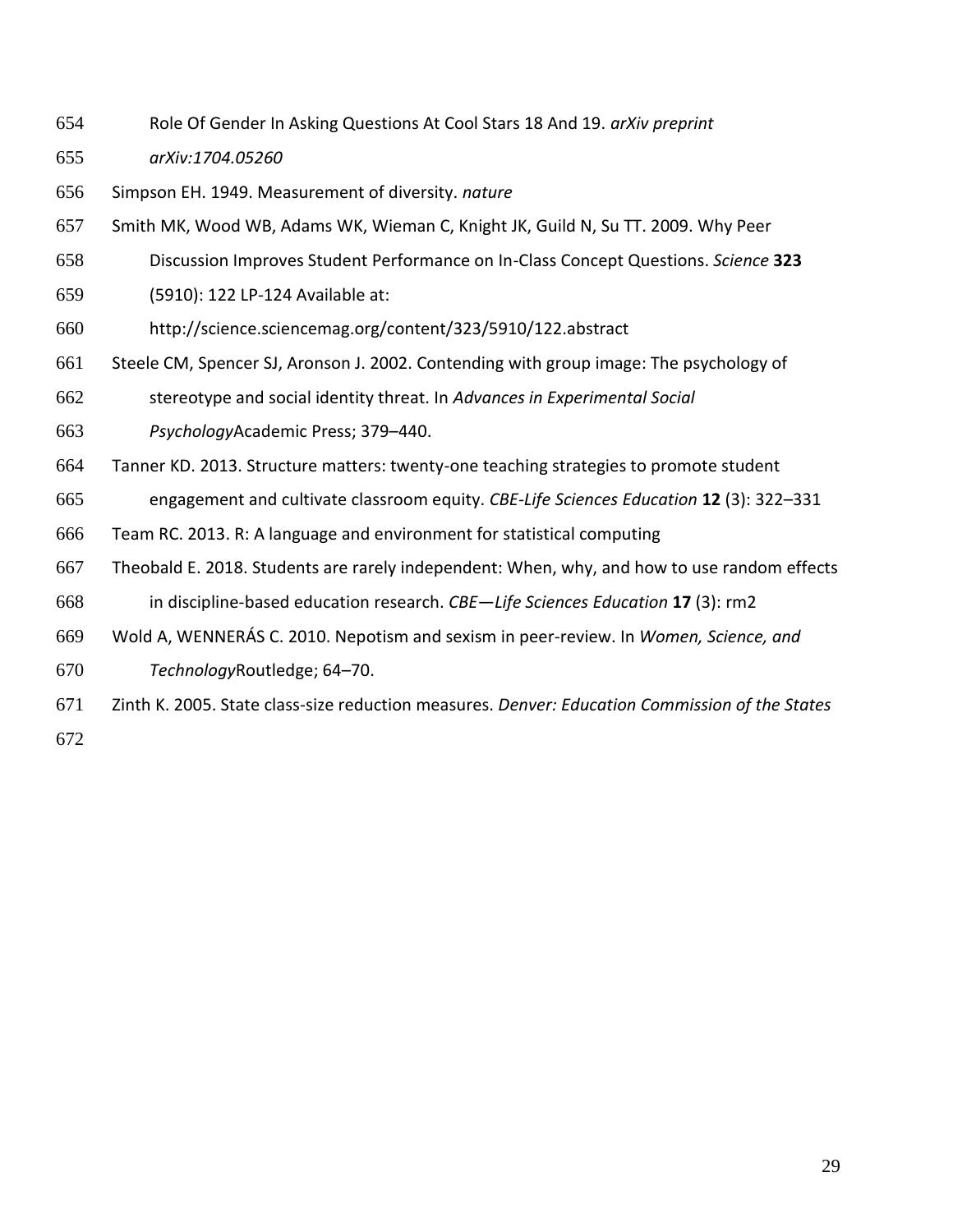Role Of Gender In Asking Questions At Cool Stars 18 And 19. *arXiv preprint arXiv:1704.05260*

Simpson EH. 1949. Measurement of diversity. *nature*

Smith MK, Wood WB, Adams WK, Wieman C, Knight JK, Guild N, Su TT. 2009. Why Peer Discussion Improves Student Performance on In-Class Concept Questions. *Science* **323** (5910): 122 LP-124 Available at: http://science.sciencemag.org/content/323/5910/122.abstract

Steele CM, Spencer SJ, Aronson J. 2002. Contending with group image: The psychology of stereotype and social identity threat. In *Advances in Experimental Social Psychology*Academic Press; 379–440.

Tanner KD. 2013. Structure matters: twenty-one teaching strategies to promote student engagement and cultivate classroom equity. *CBE-Life Sciences Education* **12** (3): 322–331

Team RC. 2013. R: A language and environment for statistical computing

Theobald E. 2018. Students are rarely independent: When, why, and how to use random effects in discipline-based education research. *CBE—Life Sciences Education* **17** (3): rm2

Wold A, WENNERÁS C. 2010. Nepotism and sexism in peer-review. In *Women, Science, and Technology*Routledge; 64–70.

Zinth K. 2005. State class-size reduction measures. *Denver: Education Commission of the States*